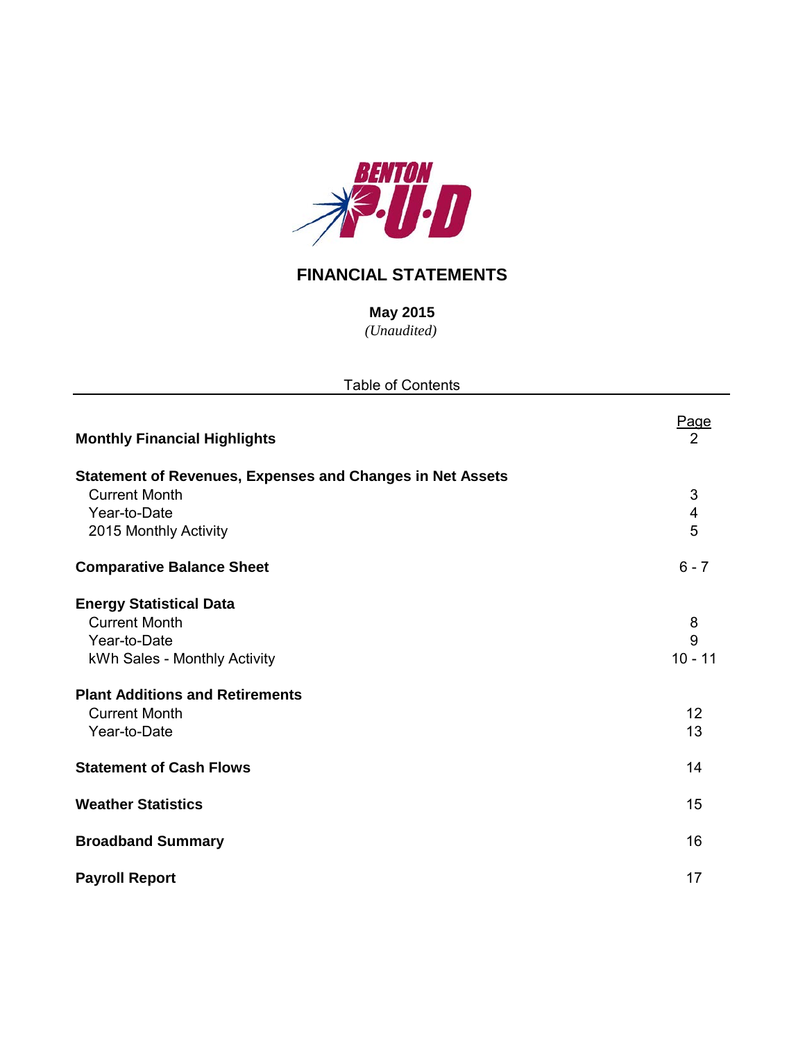BENTON P·U·D

# FINANCIAL STATEMENTS

**May 2015**
*(Unaudited)*

Table of Contents

| | Page |
|---|---|
| **Monthly Financial Highlights** | 2 |
| **Statement of Revenues, Expenses and Changes in Net Assets** | |
| Current Month | 3 |
| Year-to-Date | 4 |
| 2015 Monthly Activity | 5 |
| **Comparative Balance Sheet** | 6 - 7 |
| **Energy Statistical Data** | |
| Current Month | 8 |
| Year-to-Date | 9 |
| kWh Sales - Monthly Activity | 10 - 11 |
| **Plant Additions and Retirements** | |
| Current Month | 12 |
| Year-to-Date | 13 |
| **Statement of Cash Flows** | 14 |
| **Weather Statistics** | 15 |
| **Broadband Summary** | 16 |
| **Payroll Report** | 17 |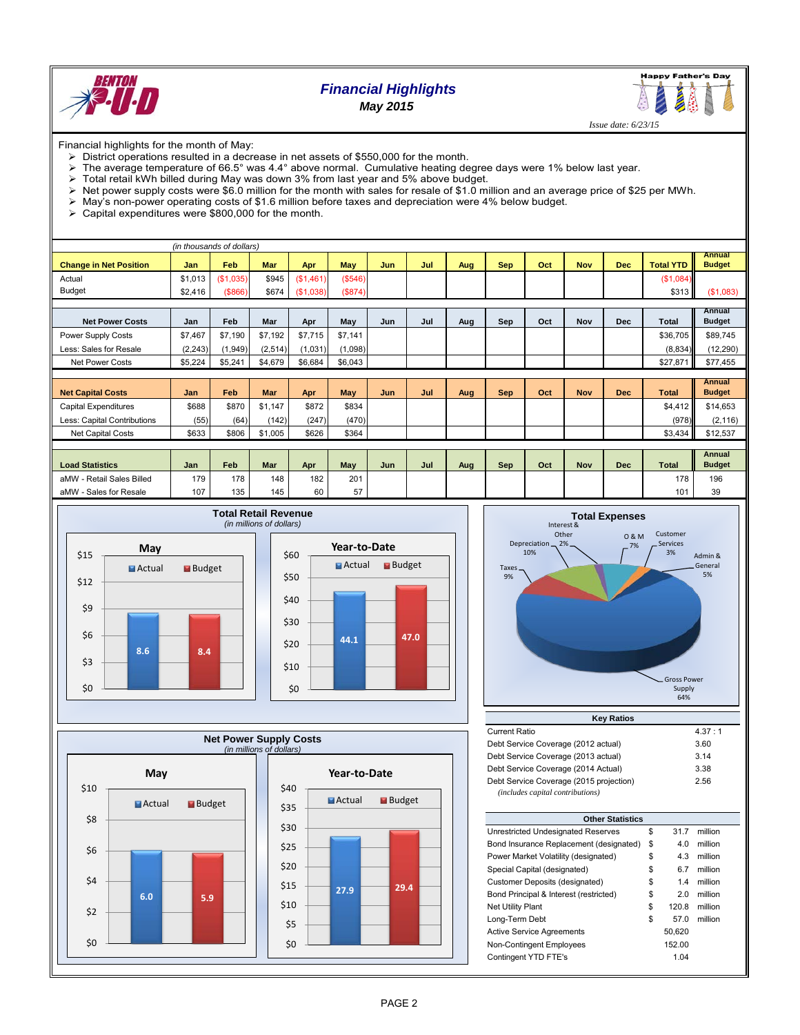# Financial Highlights

**May 2015**

Happy Father's Day

*Issue date: 6/23/15*

Financial highlights for the month of May:

- District operations resulted in a decrease in net assets of $550,000 for the month.
- The average temperature of 66.5° was 4.4° above normal. Cumulative heating degree days were 1% below last year.
- Total retail kWh billed during May was down 3% from last year and 5% above budget.
- Net power supply costs were $6.0 million for the month with sales for resale of $1.0 million and an average price of $25 per MWh.
- May's non-power operating costs of $1.6 million before taxes and depreciation were 4% below budget.
- Capital expenditures were $800,000 for the month.

*(in thousands of dollars)*

| Change in Net Position | Jan | Feb | Mar | Apr | May | Jun | Jul | Aug | Sep | Oct | Nov | Dec | Total YTD | Annual Budget |
|---|---|---|---|---|---|---|---|---|---|---|---|---|---|---|
| Actual | $1,013 | ($1,035) | $945 | ($1,461) | ($546) | | | | | | | | ($1,084) | |
| Budget | $2,416 | ($866) | $674 | ($1,038) | ($874) | | | | | | | | $313 | ($1,083) |

| Net Power Costs | Jan | Feb | Mar | Apr | May | Jun | Jul | Aug | Sep | Oct | Nov | Dec | Total | Annual Budget |
|---|---|---|---|---|---|---|---|---|---|---|---|---|---|---|
| Power Supply Costs | $7,467 | $7,190 | $7,192 | $7,715 | $7,141 | | | | | | | | $36,705 | $89,745 |
| Less: Sales for Resale | (2,243) | (1,949) | (2,514) | (1,031) | (1,098) | | | | | | | | (8,834) | (12,290) |
| Net Power Costs | $5,224 | $5,241 | $4,679 | $6,684 | $6,043 | | | | | | | | $27,871 | $77,455 |

| Net Capital Costs | Jan | Feb | Mar | Apr | May | Jun | Jul | Aug | Sep | Oct | Nov | Dec | Total | Annual Budget |
|---|---|---|---|---|---|---|---|---|---|---|---|---|---|---|
| Capital Expenditures | $688 | $870 | $1,147 | $872 | $834 | | | | | | | | $4,412 | $14,653 |
| Less: Capital Contributions | (55) | (64) | (142) | (247) | (470) | | | | | | | | (978) | (2,116) |
| Net Capital Costs | $633 | $806 | $1,005 | $626 | $364 | | | | | | | | $3,434 | $12,537 |

| Load Statistics | Jan | Feb | Mar | Apr | May | Jun | Jul | Aug | Sep | Oct | Nov | Dec | Total | Annual Budget |
|---|---|---|---|---|---|---|---|---|---|---|---|---|---|---|
| aMW - Retail Sales Billed | 179 | 178 | 148 | 182 | 201 | | | | | | | | 178 | 196 |
| aMW - Sales for Resale | 107 | 135 | 145 | 60 | 57 | | | | | | | | 101 | 39 |

## Total Retail Revenue
*(in millions of dollars)*

| | May | Year-to-Date |
|---|---|---|
| Actual | 8.6 | 44.1 |
| Budget | 8.4 | 47.0 |

## Total Expenses

| Category | % |
|---|---|
| Gross Power Supply | 64% |
| Taxes | 9% |
| Depreciation | 10% |
| Interest & Other | 2% |
| O & M | 7% |
| Customer Services | 3% |
| Admin & General | 5% |

## Net Power Supply Costs
*(in millions of dollars)*

| | May | Year-to-Date |
|---|---|---|
| Actual | 6.0 | 27.9 |
| Budget | 5.9 | 29.4 |

| Key Ratios | |
|---|---|
| Current Ratio | 4.37 : 1 |
| Debt Service Coverage (2012 actual) | 3.60 |
| Debt Service Coverage (2013 actual) | 3.14 |
| Debt Service Coverage (2014 Actual) | 3.38 |
| Debt Service Coverage (2015 projection) | 2.56 |
| *(includes capital contributions)* | |

| Other Statistics | | | |
|---|---|---|---|
| Unrestricted Undesignated Reserves | $ | 31.7 | million |
| Bond Insurance Replacement (designated) | $ | 4.0 | million |
| Power Market Volatility (designated) | $ | 4.3 | million |
| Special Capital (designated) | $ | 6.7 | million |
| Customer Deposits (designated) | $ | 1.4 | million |
| Bond Principal & Interest (restricted) | $ | 2.0 | million |
| Net Utility Plant | $ | 120.8 | million |
| Long-Term Debt | $ | 57.0 | million |
| Active Service Agreements | | 50,620 | |
| Non-Contingent Employees | | 152.00 | |
| Contingent YTD FTE's | | 1.04 | |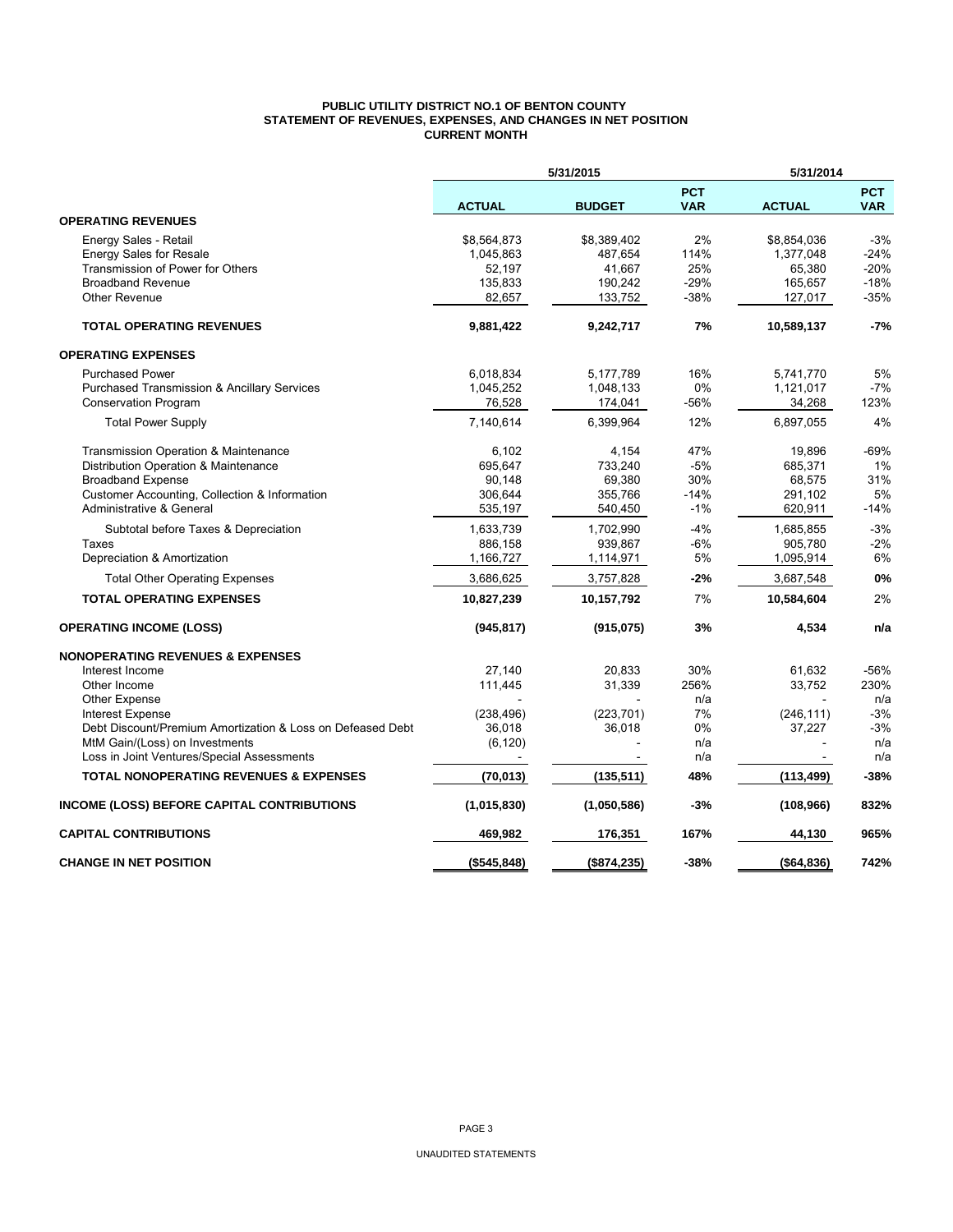# PUBLIC UTILITY DISTRICT NO.1 OF BENTON COUNTY
## STATEMENT OF REVENUES, EXPENSES, AND CHANGES IN NET POSITION
### CURRENT MONTH

| | 5/31/2015 | | | 5/31/2014 | |
|---|---|---|---|---|---|
| | **ACTUAL** | **BUDGET** | **PCT VAR** | **ACTUAL** | **PCT VAR** |
| **OPERATING REVENUES** | | | | | |
| Energy Sales - Retail | $8,564,873 | $8,389,402 | 2% | $8,854,036 | -3% |
| Energy Sales for Resale | 1,045,863 | 487,654 | 114% | 1,377,048 | -24% |
| Transmission of Power for Others | 52,197 | 41,667 | 25% | 65,380 | -20% |
| Broadband Revenue | 135,833 | 190,242 | -29% | 165,657 | -18% |
| Other Revenue | 82,657 | 133,752 | -38% | 127,017 | -35% |
| **TOTAL OPERATING REVENUES** | **9,881,422** | **9,242,717** | **7%** | **10,589,137** | **-7%** |
| **OPERATING EXPENSES** | | | | | |
| Purchased Power | 6,018,834 | 5,177,789 | 16% | 5,741,770 | 5% |
| Purchased Transmission & Ancillary Services | 1,045,252 | 1,048,133 | 0% | 1,121,017 | -7% |
| Conservation Program | 76,528 | 174,041 | -56% | 34,268 | 123% |
| Total Power Supply | 7,140,614 | 6,399,964 | 12% | 6,897,055 | 4% |
| Transmission Operation & Maintenance | 6,102 | 4,154 | 47% | 19,896 | -69% |
| Distribution Operation & Maintenance | 695,647 | 733,240 | -5% | 685,371 | 1% |
| Broadband Expense | 90,148 | 69,380 | 30% | 68,575 | 31% |
| Customer Accounting, Collection & Information | 306,644 | 355,766 | -14% | 291,102 | 5% |
| Administrative & General | 535,197 | 540,450 | -1% | 620,911 | -14% |
| Subtotal before Taxes & Depreciation | 1,633,739 | 1,702,990 | -4% | 1,685,855 | -3% |
| Taxes | 886,158 | 939,867 | -6% | 905,780 | -2% |
| Depreciation & Amortization | 1,166,727 | 1,114,971 | 5% | 1,095,914 | 6% |
| Total Other Operating Expenses | 3,686,625 | 3,757,828 | **-2%** | 3,687,548 | **0%** |
| **TOTAL OPERATING EXPENSES** | **10,827,239** | **10,157,792** | 7% | **10,584,604** | 2% |
| **OPERATING INCOME (LOSS)** | **(945,817)** | **(915,075)** | **3%** | **4,534** | **n/a** |
| **NONOPERATING REVENUES & EXPENSES** | | | | | |
| Interest Income | 27,140 | 20,833 | 30% | 61,632 | -56% |
| Other Income | 111,445 | 31,339 | 256% | 33,752 | 230% |
| Other Expense | - | - | n/a | - | n/a |
| Interest Expense | (238,496) | (223,701) | 7% | (246,111) | -3% |
| Debt Discount/Premium Amortization & Loss on Defeased Debt | 36,018 | 36,018 | 0% | 37,227 | -3% |
| MtM Gain/(Loss) on Investments | (6,120) | - | n/a | - | n/a |
| Loss in Joint Ventures/Special Assessments | - | - | n/a | - | n/a |
| **TOTAL NONOPERATING REVENUES & EXPENSES** | **(70,013)** | **(135,511)** | **48%** | **(113,499)** | **-38%** |
| **INCOME (LOSS) BEFORE CAPITAL CONTRIBUTIONS** | **(1,015,830)** | **(1,050,586)** | **-3%** | **(108,966)** | **832%** |
| **CAPITAL CONTRIBUTIONS** | **469,982** | **176,351** | **167%** | **44,130** | **965%** |
| **CHANGE IN NET POSITION** | **($545,848)** | **($874,235)** | **-38%** | **($64,836)** | **742%** |

UNAUDITED STATEMENTS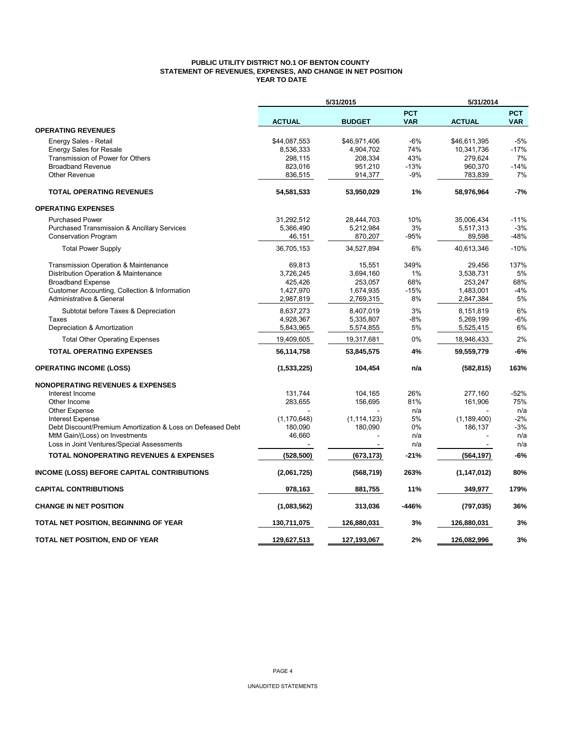# PUBLIC UTILITY DISTRICT NO.1 OF BENTON COUNTY
## STATEMENT OF REVENUES, EXPENSES, AND CHANGE IN NET POSITION
### YEAR TO DATE

| | 5/31/2015 | | | 5/31/2014 | |
|---|---|---|---|---|---|
| | ACTUAL | BUDGET | PCT VAR | ACTUAL | PCT VAR |
| **OPERATING REVENUES** | | | | | |
| Energy Sales - Retail | $44,087,553 | $46,971,406 | -6% | $46,611,395 | -5% |
| Energy Sales for Resale | 8,536,333 | 4,904,702 | 74% | 10,341,736 | -17% |
| Transmission of Power for Others | 298,115 | 208,334 | 43% | 279,624 | 7% |
| Broadband Revenue | 823,016 | 951,210 | -13% | 960,370 | -14% |
| Other Revenue | 836,515 | 914,377 | -9% | 783,839 | 7% |
| **TOTAL OPERATING REVENUES** | **54,581,533** | **53,950,029** | **1%** | **58,976,964** | **-7%** |
| **OPERATING EXPENSES** | | | | | |
| Purchased Power | 31,292,512 | 28,444,703 | 10% | 35,006,434 | -11% |
| Purchased Transmission & Ancillary Services | 5,366,490 | 5,212,984 | 3% | 5,517,313 | -3% |
| Conservation Program | 46,151 | 870,207 | -95% | 89,598 | -48% |
| Total Power Supply | 36,705,153 | 34,527,894 | 6% | 40,613,346 | -10% |
| Transmission Operation & Maintenance | 69,813 | 15,551 | 349% | 29,456 | 137% |
| Distribution Operation & Maintenance | 3,726,245 | 3,694,160 | 1% | 3,538,731 | 5% |
| Broadband Expense | 425,426 | 253,057 | 68% | 253,247 | 68% |
| Customer Accounting, Collection & Information | 1,427,970 | 1,674,935 | -15% | 1,483,001 | -4% |
| Administrative & General | 2,987,819 | 2,769,315 | 8% | 2,847,384 | 5% |
| Subtotal before Taxes & Depreciation | 8,637,273 | 8,407,019 | 3% | 8,151,819 | 6% |
| Taxes | 4,928,367 | 5,335,807 | -8% | 5,269,199 | -6% |
| Depreciation & Amortization | 5,843,965 | 5,574,855 | 5% | 5,525,415 | 6% |
| Total Other Operating Expenses | 19,409,605 | 19,317,681 | 0% | 18,946,433 | 2% |
| **TOTAL OPERATING EXPENSES** | **56,114,758** | **53,845,575** | **4%** | **59,559,779** | **-6%** |
| **OPERATING INCOME (LOSS)** | **(1,533,225)** | **104,454** | **n/a** | **(582,815)** | **163%** |
| **NONOPERATING REVENUES & EXPENSES** | | | | | |
| Interest Income | 131,744 | 104,165 | 26% | 277,160 | -52% |
| Other Income | 283,655 | 156,695 | 81% | 161,906 | 75% |
| Other Expense | - | - | n/a | - | n/a |
| Interest Expense | (1,170,648) | (1,114,123) | 5% | (1,189,400) | -2% |
| Debt Discount/Premium Amortization & Loss on Defeased Debt | 180,090 | 180,090 | 0% | 186,137 | -3% |
| MtM Gain/(Loss) on Investments | 46,660 | - | n/a | - | n/a |
| Loss in Joint Ventures/Special Assessments | - | - | n/a | - | n/a |
| **TOTAL NONOPERATING REVENUES & EXPENSES** | **(528,500)** | **(673,173)** | **-21%** | **(564,197)** | **-6%** |
| **INCOME (LOSS) BEFORE CAPITAL CONTRIBUTIONS** | **(2,061,725)** | **(568,719)** | **263%** | **(1,147,012)** | **80%** |
| **CAPITAL CONTRIBUTIONS** | **978,163** | **881,755** | **11%** | **349,977** | **179%** |
| **CHANGE IN NET POSITION** | **(1,083,562)** | **313,036** | **-446%** | **(797,035)** | **36%** |
| **TOTAL NET POSITION, BEGINNING OF YEAR** | **130,711,075** | **126,880,031** | **3%** | **126,880,031** | **3%** |
| **TOTAL NET POSITION, END OF YEAR** | **129,627,513** | **127,193,067** | **2%** | **126,082,996** | **3%** |

UNAUDITED STATEMENTS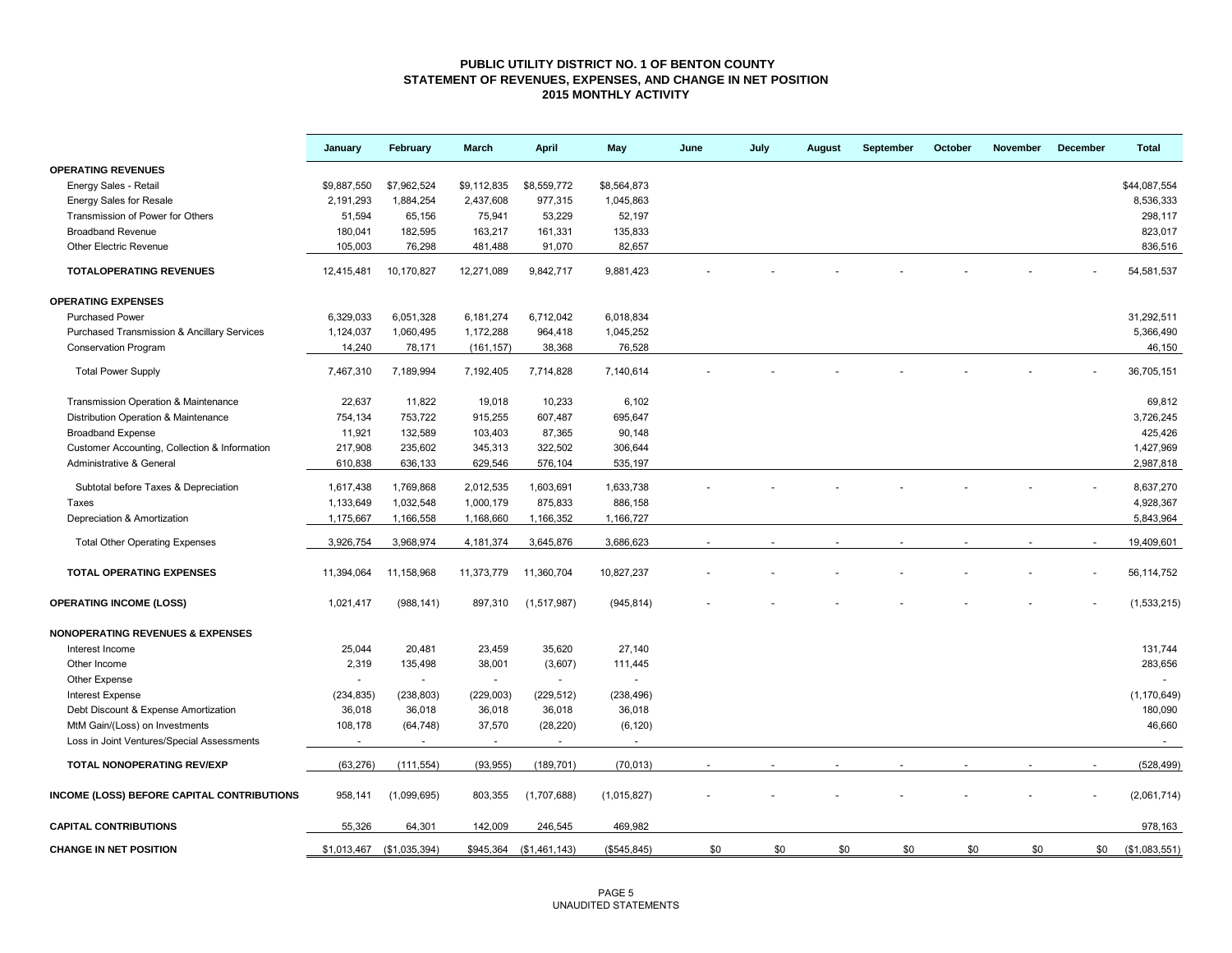**PUBLIC UTILITY DISTRICT NO. 1 OF BENTON COUNTY**
**STATEMENT OF REVENUES, EXPENSES, AND CHANGE IN NET POSITION**
**2015 MONTHLY ACTIVITY**

| | January | February | March | April | May | June | July | August | September | October | November | December | Total |
|---|---|---|---|---|---|---|---|---|---|---|---|---|---|
| **OPERATING REVENUES** | | | | | | | | | | | | | |
| Energy Sales - Retail | $9,887,550 | $7,962,524 | $9,112,835 | $8,559,772 | $8,564,873 | | | | | | | | $44,087,554 |
| Energy Sales for Resale | 2,191,293 | 1,884,254 | 2,437,608 | 977,315 | 1,045,863 | | | | | | | | 8,536,333 |
| Transmission of Power for Others | 51,594 | 65,156 | 75,941 | 53,229 | 52,197 | | | | | | | | 298,117 |
| Broadband Revenue | 180,041 | 182,595 | 163,217 | 161,331 | 135,833 | | | | | | | | 823,017 |
| Other Electric Revenue | 105,003 | 76,298 | 481,488 | 91,070 | 82,657 | | | | | | | | 836,516 |
| **TOTALOPERATING REVENUES** | 12,415,481 | 10,170,827 | 12,271,089 | 9,842,717 | 9,881,423 | - | - | - | - | - | - | - | 54,581,537 |
| **OPERATING EXPENSES** | | | | | | | | | | | | | |
| Purchased Power | 6,329,033 | 6,051,328 | 6,181,274 | 6,712,042 | 6,018,834 | | | | | | | | 31,292,511 |
| Purchased Transmission & Ancillary Services | 1,124,037 | 1,060,495 | 1,172,288 | 964,418 | 1,045,252 | | | | | | | | 5,366,490 |
| Conservation Program | 14,240 | 78,171 | (161,157) | 38,368 | 76,528 | | | | | | | | 46,150 |
| Total Power Supply | 7,467,310 | 7,189,994 | 7,192,405 | 7,714,828 | 7,140,614 | - | - | - | - | - | - | - | 36,705,151 |
| Transmission Operation & Maintenance | 22,637 | 11,822 | 19,018 | 10,233 | 6,102 | | | | | | | | 69,812 |
| Distribution Operation & Maintenance | 754,134 | 753,722 | 915,255 | 607,487 | 695,647 | | | | | | | | 3,726,245 |
| Broadband Expense | 11,921 | 132,589 | 103,403 | 87,365 | 90,148 | | | | | | | | 425,426 |
| Customer Accounting, Collection & Information | 217,908 | 235,602 | 345,313 | 322,502 | 306,644 | | | | | | | | 1,427,969 |
| Administrative & General | 610,838 | 636,133 | 629,546 | 576,104 | 535,197 | | | | | | | | 2,987,818 |
| Subtotal before Taxes & Depreciation | 1,617,438 | 1,769,868 | 2,012,535 | 1,603,691 | 1,633,738 | - | - | - | - | - | - | - | 8,637,270 |
| Taxes | 1,133,649 | 1,032,548 | 1,000,179 | 875,833 | 886,158 | | | | | | | | 4,928,367 |
| Depreciation & Amortization | 1,175,667 | 1,166,558 | 1,168,660 | 1,166,352 | 1,166,727 | | | | | | | | 5,843,964 |
| Total Other Operating Expenses | 3,926,754 | 3,968,974 | 4,181,374 | 3,645,876 | 3,686,623 | - | - | - | - | - | - | - | 19,409,601 |
| **TOTAL OPERATING EXPENSES** | 11,394,064 | 11,158,968 | 11,373,779 | 11,360,704 | 10,827,237 | - | - | - | - | - | - | - | 56,114,752 |
| **OPERATING INCOME (LOSS)** | 1,021,417 | (988,141) | 897,310 | (1,517,987) | (945,814) | - | - | - | - | - | - | - | (1,533,215) |
| **NONOPERATING REVENUES & EXPENSES** | | | | | | | | | | | | | |
| Interest Income | 25,044 | 20,481 | 23,459 | 35,620 | 27,140 | | | | | | | | 131,744 |
| Other Income | 2,319 | 135,498 | 38,001 | (3,607) | 111,445 | | | | | | | | 283,656 |
| Other Expense | - | - | - | - | - | | | | | | | | - |
| Interest Expense | (234,835) | (238,803) | (229,003) | (229,512) | (238,496) | | | | | | | | (1,170,649) |
| Debt Discount & Expense Amortization | 36,018 | 36,018 | 36,018 | 36,018 | 36,018 | | | | | | | | 180,090 |
| MtM Gain/(Loss) on Investments | 108,178 | (64,748) | 37,570 | (28,220) | (6,120) | | | | | | | | 46,660 |
| Loss in Joint Ventures/Special Assessments | - | - | - | - | - | | | | | | | | - |
| **TOTAL NONOPERATING REV/EXP** | (63,276) | (111,554) | (93,955) | (189,701) | (70,013) | - | - | - | - | - | - | - | (528,499) |
| **INCOME (LOSS) BEFORE CAPITAL CONTRIBUTIONS** | 958,141 | (1,099,695) | 803,355 | (1,707,688) | (1,015,827) | - | - | - | - | - | - | - | (2,061,714) |
| **CAPITAL CONTRIBUTIONS** | 55,326 | 64,301 | 142,009 | 246,545 | 469,982 | | | | | | | | 978,163 |
| **CHANGE IN NET POSITION** | $1,013,467 | ($1,035,394) | $945,364 | ($1,461,143) | ($545,845) | $0 | $0 | $0 | $0 | $0 | $0 | $0 | ($1,083,551) |

UNAUDITED STATEMENTS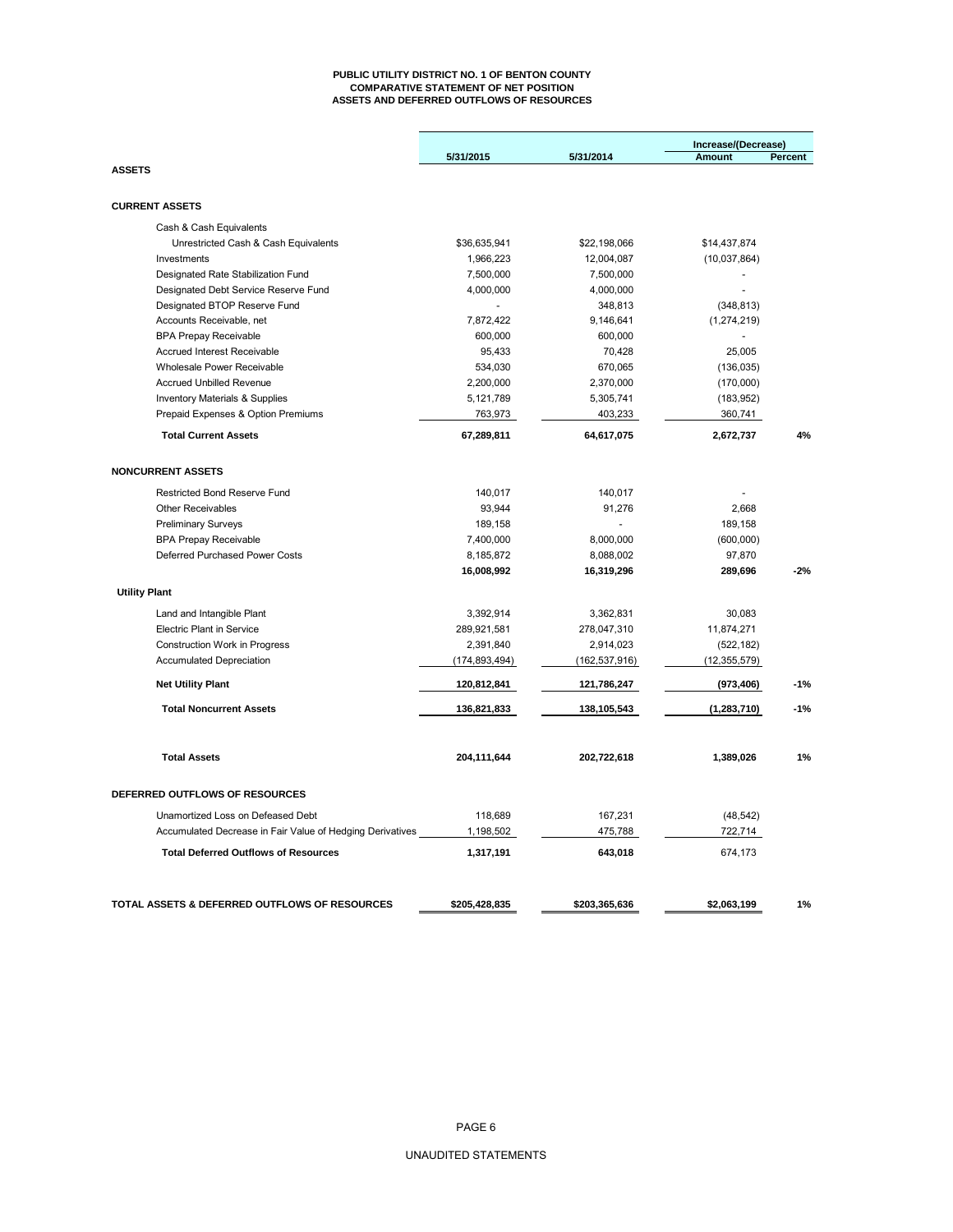# PUBLIC UTILITY DISTRICT NO. 1 OF BENTON COUNTY
## COMPARATIVE STATEMENT OF NET POSITION
## ASSETS AND DEFERRED OUTFLOWS OF RESOURCES

| | 5/31/2015 | 5/31/2014 | Increase/(Decrease) Amount | Percent |
|---|---|---|---|---|
| **ASSETS** | | | | |
| **CURRENT ASSETS** | | | | |
| Cash & Cash Equivalents | | | | |
| Unrestricted Cash & Cash Equivalents | $36,635,941 | $22,198,066 | $14,437,874 | |
| Investments | 1,966,223 | 12,004,087 | (10,037,864) | |
| Designated Rate Stabilization Fund | 7,500,000 | 7,500,000 | - | |
| Designated Debt Service Reserve Fund | 4,000,000 | 4,000,000 | - | |
| Designated BTOP Reserve Fund | - | 348,813 | (348,813) | |
| Accounts Receivable, net | 7,872,422 | 9,146,641 | (1,274,219) | |
| BPA Prepay Receivable | 600,000 | 600,000 | - | |
| Accrued Interest Receivable | 95,433 | 70,428 | 25,005 | |
| Wholesale Power Receivable | 534,030 | 670,065 | (136,035) | |
| Accrued Unbilled Revenue | 2,200,000 | 2,370,000 | (170,000) | |
| Inventory Materials & Supplies | 5,121,789 | 5,305,741 | (183,952) | |
| Prepaid Expenses & Option Premiums | 763,973 | 403,233 | 360,741 | |
| **Total Current Assets** | **67,289,811** | **64,617,075** | **2,672,737** | **4%** |
| **NONCURRENT ASSETS** | | | | |
| Restricted Bond Reserve Fund | 140,017 | 140,017 | - | |
| Other Receivables | 93,944 | 91,276 | 2,668 | |
| Preliminary Surveys | 189,158 | - | 189,158 | |
| BPA Prepay Receivable | 7,400,000 | 8,000,000 | (600,000) | |
| Deferred Purchased Power Costs | 8,185,872 | 8,088,002 | 97,870 | |
| | **16,008,992** | **16,319,296** | **289,696** | **-2%** |
| **Utility Plant** | | | | |
| Land and Intangible Plant | 3,392,914 | 3,362,831 | 30,083 | |
| Electric Plant in Service | 289,921,581 | 278,047,310 | 11,874,271 | |
| Construction Work in Progress | 2,391,840 | 2,914,023 | (522,182) | |
| Accumulated Depreciation | (174,893,494) | (162,537,916) | (12,355,579) | |
| **Net Utility Plant** | **120,812,841** | **121,786,247** | **(973,406)** | **-1%** |
| **Total Noncurrent Assets** | **136,821,833** | **138,105,543** | **(1,283,710)** | **-1%** |
| **Total Assets** | **204,111,644** | **202,722,618** | **1,389,026** | **1%** |
| **DEFERRED OUTFLOWS OF RESOURCES** | | | | |
| Unamortized Loss on Defeased Debt | 118,689 | 167,231 | (48,542) | |
| Accumulated Decrease in Fair Value of Hedging Derivatives | 1,198,502 | 475,788 | 722,714 | |
| **Total Deferred Outflows of Resources** | **1,317,191** | **643,018** | 674,173 | |
| **TOTAL ASSETS & DEFERRED OUTFLOWS OF RESOURCES** | **$205,428,835** | **$203,365,636** | **$2,063,199** | **1%** |

UNAUDITED STATEMENTS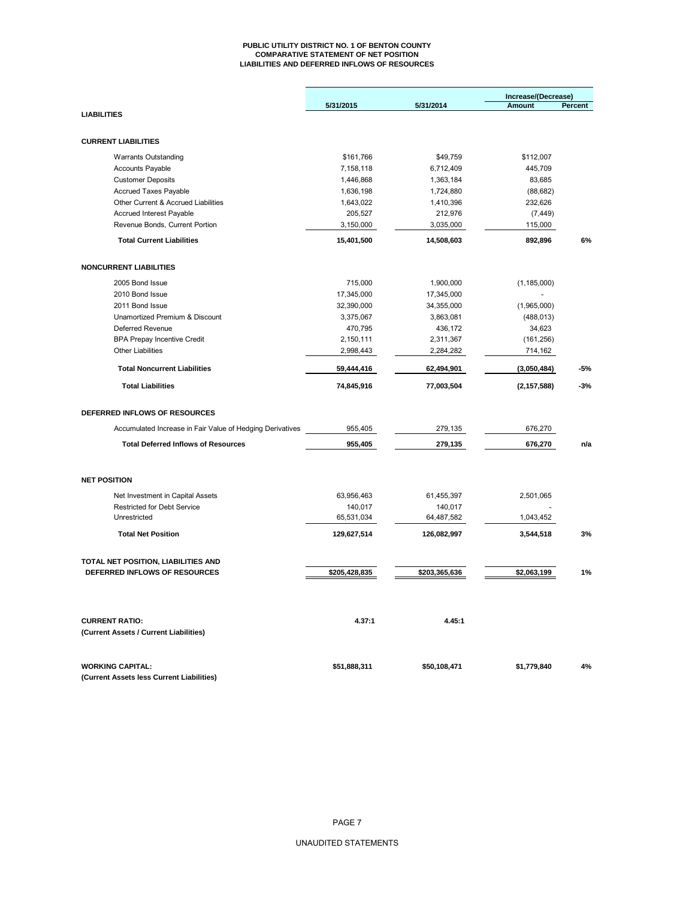# PUBLIC UTILITY DISTRICT NO. 1 OF BENTON COUNTY
## COMPARATIVE STATEMENT OF NET POSITION
## LIABILITIES AND DEFERRED INFLOWS OF RESOURCES

| | 5/31/2015 | 5/31/2014 | Increase/(Decrease) Amount | Percent |
|---|---|---|---|---|
| **LIABILITIES** | | | | |
| **CURRENT LIABILITIES** | | | | |
| Warrants Outstanding | $161,766 | $49,759 | $112,007 | |
| Accounts Payable | 7,158,118 | 6,712,409 | 445,709 | |
| Customer Deposits | 1,446,868 | 1,363,184 | 83,685 | |
| Accrued Taxes Payable | 1,636,198 | 1,724,880 | (88,682) | |
| Other Current & Accrued Liabilities | 1,643,022 | 1,410,396 | 232,626 | |
| Accrued Interest Payable | 205,527 | 212,976 | (7,449) | |
| Revenue Bonds, Current Portion | 3,150,000 | 3,035,000 | 115,000 | |
| **Total Current Liabilities** | **15,401,500** | **14,508,603** | **892,896** | **6%** |
| **NONCURRENT LIABILITIES** | | | | |
| 2005 Bond Issue | 715,000 | 1,900,000 | (1,185,000) | |
| 2010 Bond Issue | 17,345,000 | 17,345,000 | - | |
| 2011 Bond Issue | 32,390,000 | 34,355,000 | (1,965,000) | |
| Unamortized Premium & Discount | 3,375,067 | 3,863,081 | (488,013) | |
| Deferred Revenue | 470,795 | 436,172 | 34,623 | |
| BPA Prepay Incentive Credit | 2,150,111 | 2,311,367 | (161,256) | |
| Other Liabilities | 2,998,443 | 2,284,282 | 714,162 | |
| **Total Noncurrent Liabilities** | **59,444,416** | **62,494,901** | **(3,050,484)** | **-5%** |
| **Total Liabilities** | **74,845,916** | **77,003,504** | **(2,157,588)** | **-3%** |
| **DEFERRED INFLOWS OF RESOURCES** | | | | |
| Accumulated Increase in Fair Value of Hedging Derivatives | 955,405 | 279,135 | 676,270 | |
| **Total Deferred Inflows of Resources** | **955,405** | **279,135** | **676,270** | **n/a** |
| **NET POSITION** | | | | |
| Net Investment in Capital Assets | 63,956,463 | 61,455,397 | 2,501,065 | |
| Restricted for Debt Service | 140,017 | 140,017 | - | |
| Unrestricted | 65,531,034 | 64,487,582 | 1,043,452 | |
| **Total Net Position** | **129,627,514** | **126,082,997** | **3,544,518** | **3%** |
| **TOTAL NET POSITION, LIABILITIES AND DEFERRED INFLOWS OF RESOURCES** | **$205,428,835** | **$203,365,636** | **$2,063,199** | **1%** |
| **CURRENT RATIO:** (Current Assets / Current Liabilities) | **4.37:1** | **4.45:1** | | |
| **WORKING CAPITAL:** (Current Assets less Current Liabilities) | **$51,888,311** | **$50,108,471** | **$1,779,840** | **4%** |

UNAUDITED STATEMENTS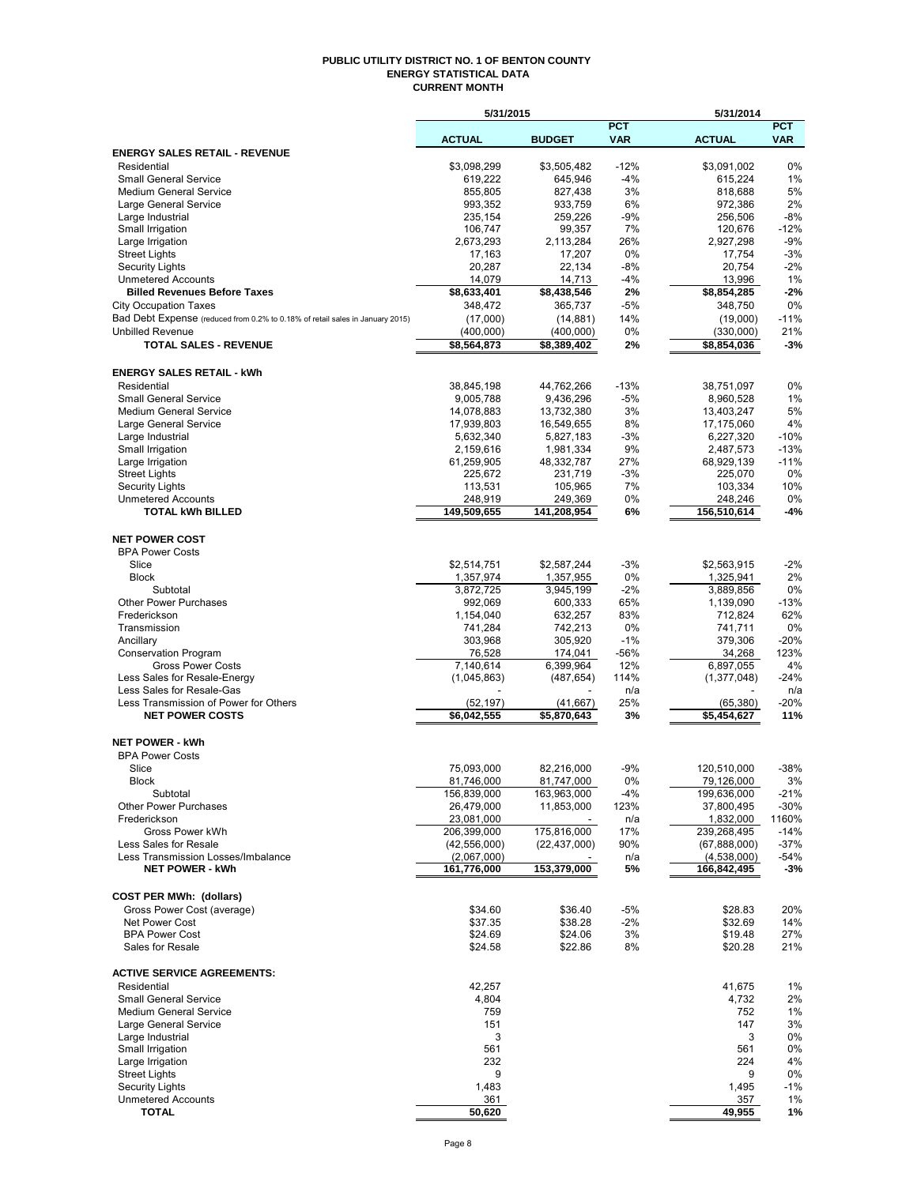# PUBLIC UTILITY DISTRICT NO. 1 OF BENTON COUNTY
## ENERGY STATISTICAL DATA
### CURRENT MONTH

| | 5/31/2015 | | | 5/31/2014 | |
|---|---|---|---|---|---|
| | **ACTUAL** | **BUDGET** | **PCT VAR** | **ACTUAL** | **PCT VAR** |
| **ENERGY SALES RETAIL - REVENUE** | | | | | |
| Residential | $3,098,299 | $3,505,482 | -12% | $3,091,002 | 0% |
| Small General Service | 619,222 | 645,946 | -4% | 615,224 | 1% |
| Medium General Service | 855,805 | 827,438 | 3% | 818,688 | 5% |
| Large General Service | 993,352 | 933,759 | 6% | 972,386 | 2% |
| Large Industrial | 235,154 | 259,226 | -9% | 256,506 | -8% |
| Small Irrigation | 106,747 | 99,357 | 7% | 120,676 | -12% |
| Large Irrigation | 2,673,293 | 2,113,284 | 26% | 2,927,298 | -9% |
| Street Lights | 17,163 | 17,207 | 0% | 17,754 | -3% |
| Security Lights | 20,287 | 22,134 | -8% | 20,754 | -2% |
| Unmetered Accounts | 14,079 | 14,713 | -4% | 13,996 | 1% |
| **Billed Revenues Before Taxes** | **$8,633,401** | **$8,438,546** | **2%** | **$8,854,285** | **-2%** |
| City Occupation Taxes | 348,472 | 365,737 | -5% | 348,750 | 0% |
| Bad Debt Expense (reduced from 0.2% to 0.18% of retail sales in January 2015) | (17,000) | (14,881) | 14% | (19,000) | -11% |
| Unbilled Revenue | (400,000) | (400,000) | 0% | (330,000) | 21% |
| **TOTAL SALES - REVENUE** | **$8,564,873** | **$8,389,402** | **2%** | **$8,854,036** | **-3%** |
| | | | | | |
| **ENERGY SALES RETAIL - kWh** | | | | | |
| Residential | 38,845,198 | 44,762,266 | -13% | 38,751,097 | 0% |
| Small General Service | 9,005,788 | 9,436,296 | -5% | 8,960,528 | 1% |
| Medium General Service | 14,078,883 | 13,732,380 | 3% | 13,403,247 | 5% |
| Large General Service | 17,939,803 | 16,549,655 | 8% | 17,175,060 | 4% |
| Large Industrial | 5,632,340 | 5,827,183 | -3% | 6,227,320 | -10% |
| Small Irrigation | 2,159,616 | 1,981,334 | 9% | 2,487,573 | -13% |
| Large Irrigation | 61,259,905 | 48,332,787 | 27% | 68,929,139 | -11% |
| Street Lights | 225,672 | 231,719 | -3% | 225,070 | 0% |
| Security Lights | 113,531 | 105,965 | 7% | 103,334 | 10% |
| Unmetered Accounts | 248,919 | 249,369 | 0% | 248,246 | 0% |
| **TOTAL kWh BILLED** | **149,509,655** | **141,208,954** | **6%** | **156,510,614** | **-4%** |
| | | | | | |
| **NET POWER COST** | | | | | |
| BPA Power Costs | | | | | |
| Slice | $2,514,751 | $2,587,244 | -3% | $2,563,915 | -2% |
| Block | 1,357,974 | 1,357,955 | 0% | 1,325,941 | 2% |
| Subtotal | 3,872,725 | 3,945,199 | -2% | 3,889,856 | 0% |
| Other Power Purchases | 992,069 | 600,333 | 65% | 1,139,090 | -13% |
| Frederickson | 1,154,040 | 632,257 | 83% | 712,824 | 62% |
| Transmission | 741,284 | 742,213 | 0% | 741,711 | 0% |
| Ancillary | 303,968 | 305,920 | -1% | 379,306 | -20% |
| Conservation Program | 76,528 | 174,041 | -56% | 34,268 | 123% |
| Gross Power Costs | 7,140,614 | 6,399,964 | 12% | 6,897,055 | 4% |
| Less Sales for Resale-Energy | (1,045,863) | (487,654) | 114% | (1,377,048) | -24% |
| Less Sales for Resale-Gas | - | - | n/a | - | n/a |
| Less Transmission of Power for Others | (52,197) | (41,667) | 25% | (65,380) | -20% |
| **NET POWER COSTS** | **$6,042,555** | **$5,870,643** | **3%** | **$5,454,627** | **11%** |
| | | | | | |
| **NET POWER - kWh** | | | | | |
| BPA Power Costs | | | | | |
| Slice | 75,093,000 | 82,216,000 | -9% | 120,510,000 | -38% |
| Block | 81,746,000 | 81,747,000 | 0% | 79,126,000 | 3% |
| Subtotal | 156,839,000 | 163,963,000 | -4% | 199,636,000 | -21% |
| Other Power Purchases | 26,479,000 | 11,853,000 | 123% | 37,800,495 | -30% |
| Frederickson | 23,081,000 | - | n/a | 1,832,000 | 1160% |
| Gross Power kWh | 206,399,000 | 175,816,000 | 17% | 239,268,495 | -14% |
| Less Sales for Resale | (42,556,000) | (22,437,000) | 90% | (67,888,000) | -37% |
| Less Transmission Losses/Imbalance | (2,067,000) | - | n/a | (4,538,000) | -54% |
| **NET POWER - kWh** | **161,776,000** | **153,379,000** | **5%** | **166,842,495** | **-3%** |
| | | | | | |
| **COST PER MWh: (dollars)** | | | | | |
| Gross Power Cost (average) | $34.60 | $36.40 | -5% | $28.83 | 20% |
| Net Power Cost | $37.35 | $38.28 | -2% | $32.69 | 14% |
| BPA Power Cost | $24.69 | $24.06 | 3% | $19.48 | 27% |
| Sales for Resale | $24.58 | $22.86 | 8% | $20.28 | 21% |
| | | | | | |
| **ACTIVE SERVICE AGREEMENTS:** | | | | | |
| Residential | 42,257 | | | 41,675 | 1% |
| Small General Service | 4,804 | | | 4,732 | 2% |
| Medium General Service | 759 | | | 752 | 1% |
| Large General Service | 151 | | | 147 | 3% |
| Large Industrial | 3 | | | 3 | 0% |
| Small Irrigation | 561 | | | 561 | 0% |
| Large Irrigation | 232 | | | 224 | 4% |
| Street Lights | 9 | | | 9 | 0% |
| Security Lights | 1,483 | | | 1,495 | -1% |
| Unmetered Accounts | 361 | | | 357 | 1% |
| **TOTAL** | **50,620** | | | **49,955** | **1%** |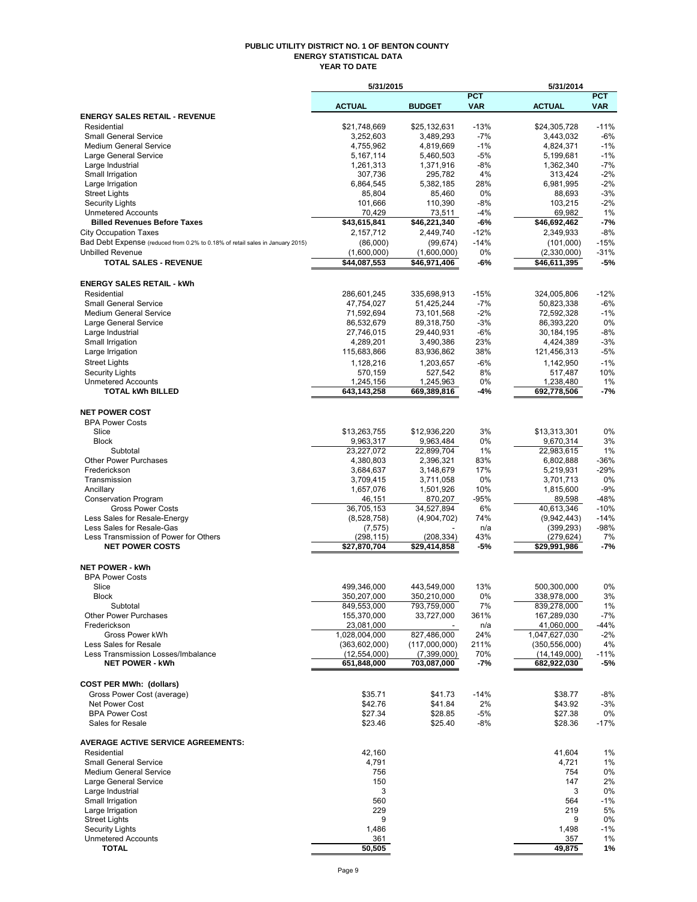# PUBLIC UTILITY DISTRICT NO. 1 OF BENTON COUNTY
## ENERGY STATISTICAL DATA
### YEAR TO DATE

| | 5/31/2015 | | | 5/31/2014 | |
|---|---|---|---|---|---|
| | ACTUAL | BUDGET | PCT VAR | ACTUAL | PCT VAR |
| **ENERGY SALES RETAIL - REVENUE** | | | | | |
| Residential | $21,748,669 | $25,132,631 | -13% | $24,305,728 | -11% |
| Small General Service | 3,252,603 | 3,489,293 | -7% | 3,443,032 | -6% |
| Medium General Service | 4,755,962 | 4,819,669 | -1% | 4,824,371 | -1% |
| Large General Service | 5,167,114 | 5,460,503 | -5% | 5,199,681 | -1% |
| Large Industrial | 1,261,313 | 1,371,916 | -8% | 1,362,340 | -7% |
| Small Irrigation | 307,736 | 295,782 | 4% | 313,424 | -2% |
| Large Irrigation | 6,864,545 | 5,382,185 | 28% | 6,981,995 | -2% |
| Street Lights | 85,804 | 85,460 | 0% | 88,693 | -3% |
| Security Lights | 101,666 | 110,390 | -8% | 103,215 | -2% |
| Unmetered Accounts | 70,429 | 73,511 | -4% | 69,982 | 1% |
| **Billed Revenues Before Taxes** | **$43,615,841** | **$46,221,340** | **-6%** | **$46,692,462** | **-7%** |
| City Occupation Taxes | 2,157,712 | 2,449,740 | -12% | 2,349,933 | -8% |
| Bad Debt Expense (reduced from 0.2% to 0.18% of retail sales in January 2015) | (86,000) | (99,674) | -14% | (101,000) | -15% |
| Unbilled Revenue | (1,600,000) | (1,600,000) | 0% | (2,330,000) | -31% |
| **TOTAL SALES - REVENUE** | **$44,087,553** | **$46,971,406** | **-6%** | **$46,611,395** | **-5%** |
| **ENERGY SALES RETAIL - kWh** | | | | | |
| Residential | 286,601,245 | 335,698,913 | -15% | 324,005,806 | -12% |
| Small General Service | 47,754,027 | 51,425,244 | -7% | 50,823,338 | -6% |
| Medium General Service | 71,592,694 | 73,101,568 | -2% | 72,592,328 | -1% |
| Large General Service | 86,532,679 | 89,318,750 | -3% | 86,393,220 | 0% |
| Large Industrial | 27,746,015 | 29,440,931 | -6% | 30,184,195 | -8% |
| Small Irrigation | 4,289,201 | 3,490,386 | 23% | 4,424,389 | -3% |
| Large Irrigation | 115,683,866 | 83,936,862 | 38% | 121,456,313 | -5% |
| Street Lights | 1,128,216 | 1,203,657 | -6% | 1,142,950 | -1% |
| Security Lights | 570,159 | 527,542 | 8% | 517,487 | 10% |
| Unmetered Accounts | 1,245,156 | 1,245,963 | 0% | 1,238,480 | 1% |
| **TOTAL kWh BILLED** | **643,143,258** | **669,389,816** | **-4%** | **692,778,506** | **-7%** |
| **NET POWER COST** | | | | | |
| BPA Power Costs | | | | | |
| Slice | $13,263,755 | $12,936,220 | 3% | $13,313,301 | 0% |
| Block | 9,963,317 | 9,963,484 | 0% | 9,670,314 | 3% |
| Subtotal | 23,227,072 | 22,899,704 | 1% | 22,983,615 | 1% |
| Other Power Purchases | 4,380,803 | 2,396,321 | 83% | 6,802,888 | -36% |
| Frederickson | 3,684,637 | 3,148,679 | 17% | 5,219,931 | -29% |
| Transmission | 3,709,415 | 3,711,058 | 0% | 3,701,713 | 0% |
| Ancillary | 1,657,076 | 1,501,926 | 10% | 1,815,600 | -9% |
| Conservation Program | 46,151 | 870,207 | -95% | 89,598 | -48% |
| Gross Power Costs | 36,705,153 | 34,527,894 | 6% | 40,613,346 | -10% |
| Less Sales for Resale-Energy | (8,528,758) | (4,904,702) | 74% | (9,942,443) | -14% |
| Less Sales for Resale-Gas | (7,575) | - | n/a | (399,293) | -98% |
| Less Transmission of Power for Others | (298,115) | (208,334) | 43% | (279,624) | 7% |
| **NET POWER COSTS** | **$27,870,704** | **$29,414,858** | **-5%** | **$29,991,986** | **-7%** |
| **NET POWER - kWh** | | | | | |
| BPA Power Costs | | | | | |
| Slice | 499,346,000 | 443,549,000 | 13% | 500,300,000 | 0% |
| Block | 350,207,000 | 350,210,000 | 0% | 338,978,000 | 3% |
| Subtotal | 849,553,000 | 793,759,000 | 7% | 839,278,000 | 1% |
| Other Power Purchases | 155,370,000 | 33,727,000 | 361% | 167,289,030 | -7% |
| Frederickson | 23,081,000 | - | n/a | 41,060,000 | -44% |
| Gross Power kWh | 1,028,004,000 | 827,486,000 | 24% | 1,047,627,030 | -2% |
| Less Sales for Resale | (363,602,000) | (117,000,000) | 211% | (350,556,000) | 4% |
| Less Transmission Losses/Imbalance | (12,554,000) | (7,399,000) | 70% | (14,149,000) | -11% |
| **NET POWER - kWh** | **651,848,000** | **703,087,000** | **-7%** | **682,922,030** | **-5%** |
| **COST PER MWh: (dollars)** | | | | | |
| Gross Power Cost (average) | $35.71 | $41.73 | -14% | $38.77 | -8% |
| Net Power Cost | $42.76 | $41.84 | 2% | $43.92 | -3% |
| BPA Power Cost | $27.34 | $28.85 | -5% | $27.38 | 0% |
| Sales for Resale | $23.46 | $25.40 | -8% | $28.36 | -17% |
| **AVERAGE ACTIVE SERVICE AGREEMENTS:** | | | | | |
| Residential | 42,160 | | | 41,604 | 1% |
| Small General Service | 4,791 | | | 4,721 | 1% |
| Medium General Service | 756 | | | 754 | 0% |
| Large General Service | 150 | | | 147 | 2% |
| Large Industrial | 3 | | | 3 | 0% |
| Small Irrigation | 560 | | | 564 | -1% |
| Large Irrigation | 229 | | | 219 | 5% |
| Street Lights | 9 | | | 9 | 0% |
| Security Lights | 1,486 | | | 1,498 | -1% |
| Unmetered Accounts | 361 | | | 357 | 1% |
| **TOTAL** | **50,505** | | | **49,875** | **1%** |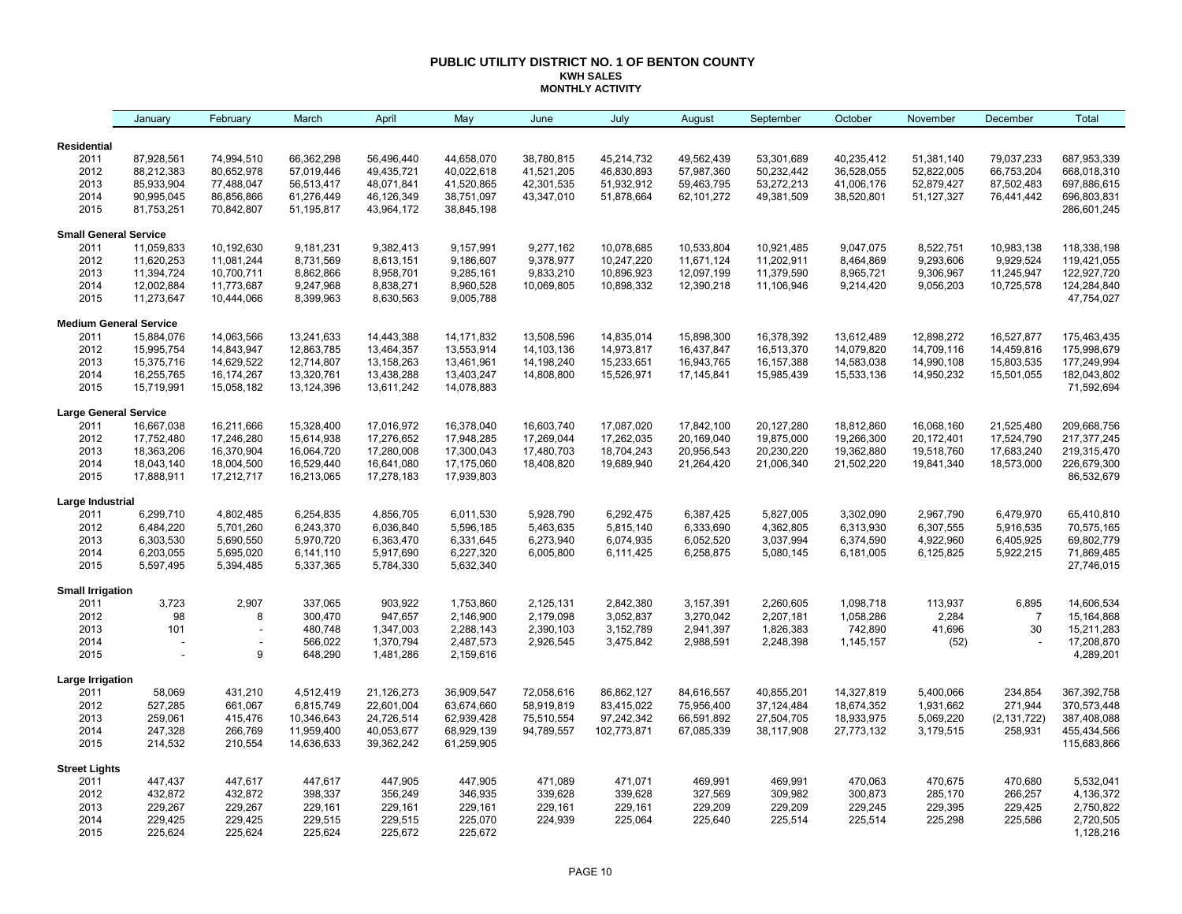# PUBLIC UTILITY DISTRICT NO. 1 OF BENTON COUNTY

## KWH SALES

### MONTHLY ACTIVITY

| | January | February | March | April | May | June | July | August | September | October | November | December | Total |
|---|---|---|---|---|---|---|---|---|---|---|---|---|---|
| **Residential** | | | | | | | | | | | | | |
| 2011 | 87,928,561 | 74,994,510 | 66,362,298 | 56,496,440 | 44,658,070 | 38,780,815 | 45,214,732 | 49,562,439 | 53,301,689 | 40,235,412 | 51,381,140 | 79,037,233 | 687,953,339 |
| 2012 | 88,212,383 | 80,652,978 | 57,019,446 | 49,435,721 | 40,022,618 | 41,521,205 | 46,830,893 | 57,987,360 | 50,232,442 | 36,528,055 | 52,822,005 | 66,753,204 | 668,018,310 |
| 2013 | 85,933,904 | 77,488,047 | 56,513,417 | 48,071,841 | 41,520,865 | 42,301,535 | 51,932,912 | 59,463,795 | 53,272,213 | 41,006,176 | 52,879,427 | 87,502,483 | 697,886,615 |
| 2014 | 90,995,045 | 86,856,866 | 61,276,449 | 46,126,349 | 38,751,097 | 43,347,010 | 51,878,664 | 62,101,272 | 49,381,509 | 38,520,801 | 51,127,327 | 76,441,442 | 696,803,831 |
| 2015 | 81,753,251 | 70,842,807 | 51,195,817 | 43,964,172 | 38,845,198 | | | | | | | | 286,601,245 |
| **Small General Service** | | | | | | | | | | | | | |
| 2011 | 11,059,833 | 10,192,630 | 9,181,231 | 9,382,413 | 9,157,991 | 9,277,162 | 10,078,685 | 10,533,804 | 10,921,485 | 9,047,075 | 8,522,751 | 10,983,138 | 118,338,198 |
| 2012 | 11,620,253 | 11,081,244 | 8,731,569 | 8,613,151 | 9,186,607 | 9,378,977 | 10,247,220 | 11,671,124 | 11,202,911 | 8,464,869 | 9,293,606 | 9,929,524 | 119,421,055 |
| 2013 | 11,394,724 | 10,700,711 | 8,862,866 | 8,958,701 | 9,285,161 | 9,833,210 | 10,896,923 | 12,097,199 | 11,379,590 | 8,965,721 | 9,306,967 | 11,245,947 | 122,927,720 |
| 2014 | 12,002,884 | 11,773,687 | 9,247,968 | 8,838,271 | 8,960,528 | 10,069,805 | 10,898,332 | 12,390,218 | 11,106,946 | 9,214,420 | 9,056,203 | 10,725,578 | 124,284,840 |
| 2015 | 11,273,647 | 10,444,066 | 8,399,963 | 8,630,563 | 9,005,788 | | | | | | | | 47,754,027 |
| **Medium General Service** | | | | | | | | | | | | | |
| 2011 | 15,884,076 | 14,063,566 | 13,241,633 | 14,443,388 | 14,171,832 | 13,508,596 | 14,835,014 | 15,898,300 | 16,378,392 | 13,612,489 | 12,898,272 | 16,527,877 | 175,463,435 |
| 2012 | 15,995,754 | 14,843,947 | 12,863,785 | 13,464,357 | 13,553,914 | 14,103,136 | 14,973,817 | 16,437,847 | 16,513,370 | 14,079,820 | 14,709,116 | 14,459,816 | 175,998,679 |
| 2013 | 15,375,716 | 14,629,522 | 12,714,807 | 13,158,263 | 13,461,961 | 14,198,240 | 15,233,651 | 16,943,765 | 16,157,388 | 14,583,038 | 14,990,108 | 15,803,535 | 177,249,994 |
| 2014 | 16,255,765 | 16,174,267 | 13,320,761 | 13,438,288 | 13,403,247 | 14,808,800 | 15,526,971 | 17,145,841 | 15,985,439 | 15,533,136 | 14,950,232 | 15,501,055 | 182,043,802 |
| 2015 | 15,719,991 | 15,058,182 | 13,124,396 | 13,611,242 | 14,078,883 | | | | | | | | 71,592,694 |
| **Large General Service** | | | | | | | | | | | | | |
| 2011 | 16,667,038 | 16,211,666 | 15,328,400 | 17,016,972 | 16,378,040 | 16,603,740 | 17,087,020 | 17,842,100 | 20,127,280 | 18,812,860 | 16,068,160 | 21,525,480 | 209,668,756 |
| 2012 | 17,752,480 | 17,246,280 | 15,614,938 | 17,276,652 | 17,948,285 | 17,269,044 | 17,262,035 | 20,169,040 | 19,875,000 | 19,266,300 | 20,172,401 | 17,524,790 | 217,377,245 |
| 2013 | 18,363,206 | 16,370,904 | 16,064,720 | 17,280,008 | 17,300,043 | 17,480,703 | 18,704,243 | 20,956,543 | 20,230,220 | 19,362,880 | 19,518,760 | 17,683,240 | 219,315,470 |
| 2014 | 18,043,140 | 18,004,500 | 16,529,440 | 16,641,080 | 17,175,060 | 18,408,820 | 19,689,940 | 21,264,420 | 21,006,340 | 21,502,220 | 19,841,340 | 18,573,000 | 226,679,300 |
| 2015 | 17,888,911 | 17,212,717 | 16,213,065 | 17,278,183 | 17,939,803 | | | | | | | | 86,532,679 |
| **Large Industrial** | | | | | | | | | | | | | |
| 2011 | 6,299,710 | 4,802,485 | 6,254,835 | 4,856,705 | 6,011,530 | 5,928,790 | 6,292,475 | 6,387,425 | 5,827,005 | 3,302,090 | 2,967,790 | 6,479,970 | 65,410,810 |
| 2012 | 6,484,220 | 5,701,260 | 6,243,370 | 6,036,840 | 5,596,185 | 5,463,635 | 5,815,140 | 6,333,690 | 4,362,805 | 6,313,930 | 6,307,555 | 5,916,535 | 70,575,165 |
| 2013 | 6,303,530 | 5,690,550 | 5,970,720 | 6,363,470 | 6,331,645 | 6,273,940 | 6,074,935 | 6,052,520 | 3,037,994 | 6,374,590 | 4,922,960 | 6,405,925 | 69,802,779 |
| 2014 | 6,203,055 | 5,695,020 | 6,141,110 | 5,917,690 | 6,227,320 | 6,005,800 | 6,111,425 | 6,258,875 | 5,080,145 | 6,181,005 | 6,125,825 | 5,922,215 | 71,869,485 |
| 2015 | 5,597,495 | 5,394,485 | 5,337,365 | 5,784,330 | 5,632,340 | | | | | | | | 27,746,015 |
| **Small Irrigation** | | | | | | | | | | | | | |
| 2011 | 3,723 | 2,907 | 337,065 | 903,922 | 1,753,860 | 2,125,131 | 2,842,380 | 3,157,391 | 2,260,605 | 1,098,718 | 113,937 | 6,895 | 14,606,534 |
| 2012 | 98 | 8 | 300,470 | 947,657 | 2,146,900 | 2,179,098 | 3,052,837 | 3,270,042 | 2,207,181 | 1,058,286 | 2,284 | 7 | 15,164,868 |
| 2013 | 101 | - | 480,748 | 1,347,003 | 2,288,143 | 2,390,103 | 3,152,789 | 2,941,397 | 1,826,383 | 742,890 | 41,696 | 30 | 15,211,283 |
| 2014 | - | - | 566,022 | 1,370,794 | 2,487,573 | 2,926,545 | 3,475,842 | 2,988,591 | 2,248,398 | 1,145,157 | (52) | - | 17,208,870 |
| 2015 | - | 9 | 648,290 | 1,481,286 | 2,159,616 | | | | | | | | 4,289,201 |
| **Large Irrigation** | | | | | | | | | | | | | |
| 2011 | 58,069 | 431,210 | 4,512,419 | 21,126,273 | 36,909,547 | 72,058,616 | 86,862,127 | 84,616,557 | 40,855,201 | 14,327,819 | 5,400,066 | 234,854 | 367,392,758 |
| 2012 | 527,285 | 661,067 | 6,815,749 | 22,601,004 | 63,674,660 | 58,919,819 | 83,415,022 | 75,956,400 | 37,124,484 | 18,674,352 | 1,931,662 | 271,944 | 370,573,448 |
| 2013 | 259,061 | 415,476 | 10,346,643 | 24,726,514 | 62,939,428 | 75,510,554 | 97,242,342 | 66,591,892 | 27,504,705 | 18,933,975 | 5,069,220 | (2,131,722) | 387,408,088 |
| 2014 | 247,328 | 266,769 | 11,959,400 | 40,053,677 | 68,929,139 | 94,789,557 | 102,773,871 | 67,085,339 | 38,117,908 | 27,773,132 | 3,179,515 | 258,931 | 455,434,566 |
| 2015 | 214,532 | 210,554 | 14,636,633 | 39,362,242 | 61,259,905 | | | | | | | | 115,683,866 |
| **Street Lights** | | | | | | | | | | | | | |
| 2011 | 447,437 | 447,617 | 447,617 | 447,905 | 447,905 | 471,089 | 471,071 | 469,991 | 469,991 | 470,063 | 470,675 | 470,680 | 5,532,041 |
| 2012 | 432,872 | 432,872 | 398,337 | 356,249 | 346,935 | 339,628 | 339,628 | 327,569 | 309,982 | 300,873 | 285,170 | 266,257 | 4,136,372 |
| 2013 | 229,267 | 229,267 | 229,161 | 229,161 | 229,161 | 229,161 | 229,161 | 229,209 | 229,209 | 229,245 | 229,395 | 229,425 | 2,750,822 |
| 2014 | 229,425 | 229,425 | 229,515 | 229,515 | 225,070 | 224,939 | 225,064 | 225,640 | 225,514 | 225,514 | 225,298 | 225,586 | 2,720,505 |
| 2015 | 225,624 | 225,624 | 225,624 | 225,672 | 225,672 | | | | | | | | 1,128,216 |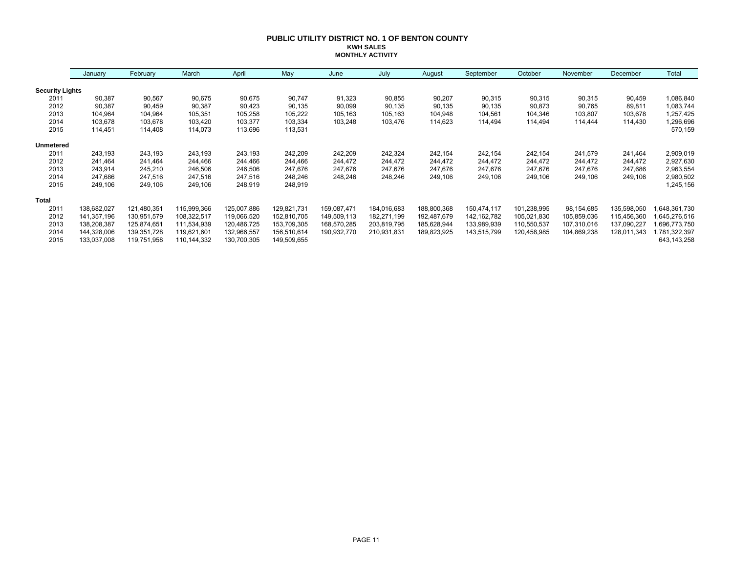# PUBLIC UTILITY DISTRICT NO. 1 OF BENTON COUNTY
### KWH SALES
### MONTHLY ACTIVITY

| | January | February | March | April | May | June | July | August | September | October | November | December | Total |
|---|---|---|---|---|---|---|---|---|---|---|---|---|---|
| **Security Lights** | | | | | | | | | | | | | |
| 2011 | 90,387 | 90,567 | 90,675 | 90,675 | 90,747 | 91,323 | 90,855 | 90,207 | 90,315 | 90,315 | 90,315 | 90,459 | 1,086,840 |
| 2012 | 90,387 | 90,459 | 90,387 | 90,423 | 90,135 | 90,099 | 90,135 | 90,135 | 90,135 | 90,873 | 90,765 | 89,811 | 1,083,744 |
| 2013 | 104,964 | 104,964 | 105,351 | 105,258 | 105,222 | 105,163 | 105,163 | 104,948 | 104,561 | 104,346 | 103,807 | 103,678 | 1,257,425 |
| 2014 | 103,678 | 103,678 | 103,420 | 103,377 | 103,334 | 103,248 | 103,476 | 114,623 | 114,494 | 114,494 | 114,444 | 114,430 | 1,296,696 |
| 2015 | 114,451 | 114,408 | 114,073 | 113,696 | 113,531 | | | | | | | | 570,159 |
| **Unmetered** | | | | | | | | | | | | | |
| 2011 | 243,193 | 243,193 | 243,193 | 243,193 | 242,209 | 242,209 | 242,324 | 242,154 | 242,154 | 242,154 | 241,579 | 241,464 | 2,909,019 |
| 2012 | 241,464 | 241,464 | 244,466 | 244,466 | 244,466 | 244,472 | 244,472 | 244,472 | 244,472 | 244,472 | 244,472 | 244,472 | 2,927,630 |
| 2013 | 243,914 | 245,210 | 246,506 | 246,506 | 247,676 | 247,676 | 247,676 | 247,676 | 247,676 | 247,676 | 247,676 | 247,686 | 2,963,554 |
| 2014 | 247,686 | 247,516 | 247,516 | 247,516 | 248,246 | 248,246 | 248,246 | 249,106 | 249,106 | 249,106 | 249,106 | 249,106 | 2,980,502 |
| 2015 | 249,106 | 249,106 | 249,106 | 248,919 | 248,919 | | | | | | | | 1,245,156 |
| **Total** | | | | | | | | | | | | | |
| 2011 | 138,682,027 | 121,480,351 | 115,999,366 | 125,007,886 | 129,821,731 | 159,087,471 | 184,016,683 | 188,800,368 | 150,474,117 | 101,238,995 | 98,154,685 | 135,598,050 | 1,648,361,730 |
| 2012 | 141,357,196 | 130,951,579 | 108,322,517 | 119,066,520 | 152,810,705 | 149,509,113 | 182,271,199 | 192,487,679 | 142,162,782 | 105,021,830 | 105,859,036 | 115,456,360 | 1,645,276,516 |
| 2013 | 138,208,387 | 125,874,651 | 111,534,939 | 120,486,725 | 153,709,305 | 168,570,285 | 203,819,795 | 185,628,944 | 133,989,939 | 110,550,537 | 107,310,016 | 137,090,227 | 1,696,773,750 |
| 2014 | 144,328,006 | 139,351,728 | 119,621,601 | 132,966,557 | 156,510,614 | 190,932,770 | 210,931,831 | 189,823,925 | 143,515,799 | 120,458,985 | 104,869,238 | 128,011,343 | 1,781,322,397 |
| 2015 | 133,037,008 | 119,751,958 | 110,144,332 | 130,700,305 | 149,509,655 | | | | | | | | 643,143,258 |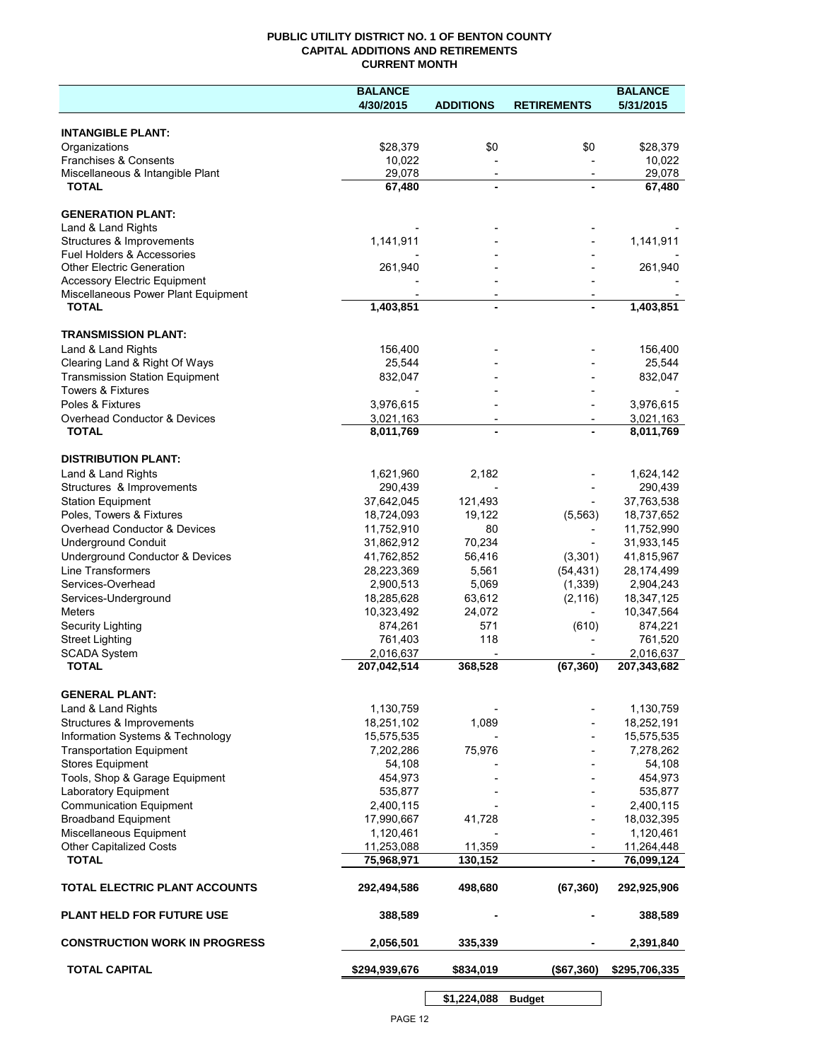**PUBLIC UTILITY DISTRICT NO. 1 OF BENTON COUNTY**
**CAPITAL ADDITIONS AND RETIREMENTS**
**CURRENT MONTH**

| | BALANCE 4/30/2015 | ADDITIONS | RETIREMENTS | BALANCE 5/31/2015 |
|---|---|---|---|---|
| **INTANGIBLE PLANT:** | | | | |
| Organizations | $28,379 | $0 | $0 | $28,379 |
| Franchises & Consents | 10,022 | - | - | 10,022 |
| Miscellaneous & Intangible Plant | 29,078 | - | - | 29,078 |
| **TOTAL** | **67,480** | **-** | **-** | **67,480** |
| **GENERATION PLANT:** | | | | |
| Land & Land Rights | - | - | - | - |
| Structures & Improvements | 1,141,911 | - | - | 1,141,911 |
| Fuel Holders & Accessories | - | - | - | - |
| Other Electric Generation | 261,940 | - | - | 261,940 |
| Accessory Electric Equipment | - | - | - | - |
| Miscellaneous Power Plant Equipment | - | - | - | - |
| **TOTAL** | **1,403,851** | **-** | **-** | **1,403,851** |
| **TRANSMISSION PLANT:** | | | | |
| Land & Land Rights | 156,400 | - | - | 156,400 |
| Clearing Land & Right Of Ways | 25,544 | - | - | 25,544 |
| Transmission Station Equipment | 832,047 | - | - | 832,047 |
| Towers & Fixtures | - | - | - | - |
| Poles & Fixtures | 3,976,615 | - | - | 3,976,615 |
| Overhead Conductor & Devices | 3,021,163 | - | - | 3,021,163 |
| **TOTAL** | **8,011,769** | **-** | **-** | **8,011,769** |
| **DISTRIBUTION PLANT:** | | | | |
| Land & Land Rights | 1,621,960 | 2,182 | - | 1,624,142 |
| Structures & Improvements | 290,439 | - | - | 290,439 |
| Station Equipment | 37,642,045 | 121,493 | - | 37,763,538 |
| Poles, Towers & Fixtures | 18,724,093 | 19,122 | (5,563) | 18,737,652 |
| Overhead Conductor & Devices | 11,752,910 | 80 | - | 11,752,990 |
| Underground Conduit | 31,862,912 | 70,234 | - | 31,933,145 |
| Underground Conductor & Devices | 41,762,852 | 56,416 | (3,301) | 41,815,967 |
| Line Transformers | 28,223,369 | 5,561 | (54,431) | 28,174,499 |
| Services-Overhead | 2,900,513 | 5,069 | (1,339) | 2,904,243 |
| Services-Underground | 18,285,628 | 63,612 | (2,116) | 18,347,125 |
| Meters | 10,323,492 | 24,072 | - | 10,347,564 |
| Security Lighting | 874,261 | 571 | (610) | 874,221 |
| Street Lighting | 761,403 | 118 | - | 761,520 |
| SCADA System | 2,016,637 | - | - | 2,016,637 |
| **TOTAL** | **207,042,514** | **368,528** | **(67,360)** | **207,343,682** |
| **GENERAL PLANT:** | | | | |
| Land & Land Rights | 1,130,759 | - | - | 1,130,759 |
| Structures & Improvements | 18,251,102 | 1,089 | - | 18,252,191 |
| Information Systems & Technology | 15,575,535 | - | - | 15,575,535 |
| Transportation Equipment | 7,202,286 | 75,976 | - | 7,278,262 |
| Stores Equipment | 54,108 | - | - | 54,108 |
| Tools, Shop & Garage Equipment | 454,973 | - | - | 454,973 |
| Laboratory Equipment | 535,877 | - | - | 535,877 |
| Communication Equipment | 2,400,115 | - | - | 2,400,115 |
| Broadband Equipment | 17,990,667 | 41,728 | - | 18,032,395 |
| Miscellaneous Equipment | 1,120,461 | - | - | 1,120,461 |
| Other Capitalized Costs | 11,253,088 | 11,359 | - | 11,264,448 |
| **TOTAL** | **75,968,971** | **130,152** | **-** | **76,099,124** |
| **TOTAL ELECTRIC PLANT ACCOUNTS** | **292,494,586** | **498,680** | **(67,360)** | **292,925,906** |
| **PLANT HELD FOR FUTURE USE** | **388,589** | **-** | **-** | **388,589** |
| **CONSTRUCTION WORK IN PROGRESS** | **2,056,501** | **335,339** | **-** | **2,391,840** |
| **TOTAL CAPITAL** | **$294,939,676** | **$834,019** | **($67,360)** | **$295,706,335** |
| | | **$1,224,088** | **Budget** | |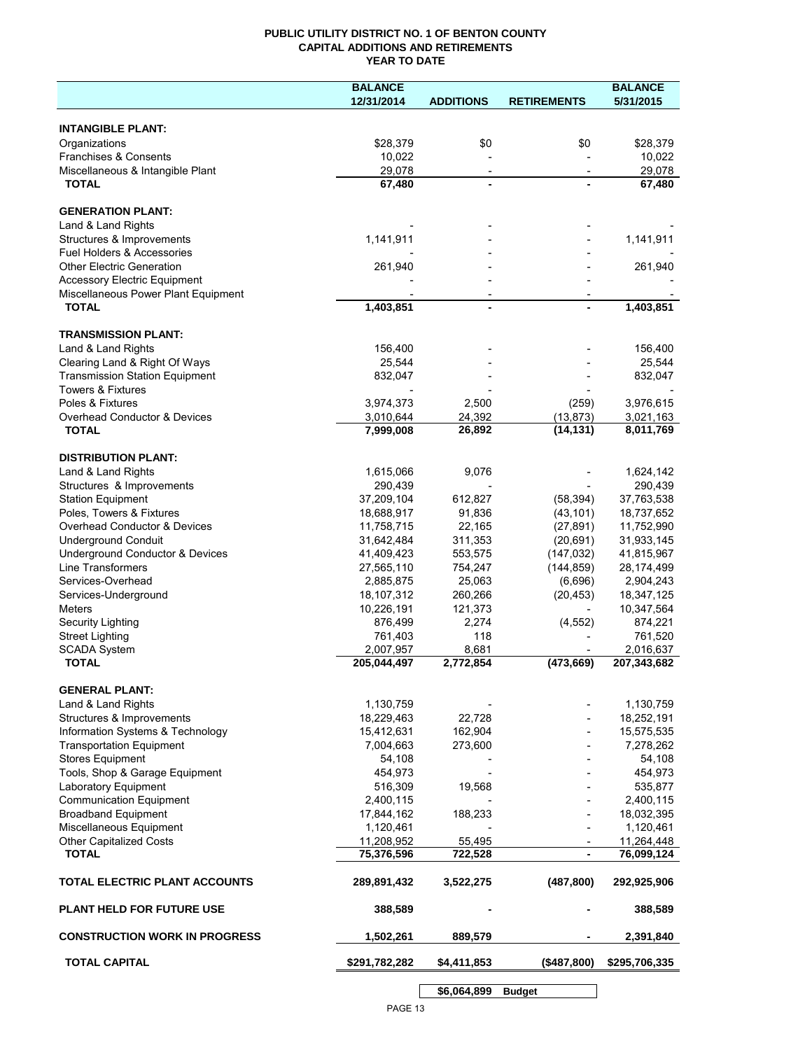# PUBLIC UTILITY DISTRICT NO. 1 OF BENTON COUNTY
## CAPITAL ADDITIONS AND RETIREMENTS
### YEAR TO DATE

| | BALANCE 12/31/2014 | ADDITIONS | RETIREMENTS | BALANCE 5/31/2015 |
|---|---|---|---|---|
| **INTANGIBLE PLANT:** | | | | |
| Organizations | $28,379 | $0 | $0 | $28,379 |
| Franchises & Consents | 10,022 | - | - | 10,022 |
| Miscellaneous & Intangible Plant | 29,078 | - | - | 29,078 |
| **TOTAL** | **67,480** | **-** | **-** | **67,480** |
| **GENERATION PLANT:** | | | | |
| Land & Land Rights | - | - | - | - |
| Structures & Improvements | 1,141,911 | - | - | 1,141,911 |
| Fuel Holders & Accessories | - | - | - | - |
| Other Electric Generation | 261,940 | - | - | 261,940 |
| Accessory Electric Equipment | - | - | - | - |
| Miscellaneous Power Plant Equipment | - | - | - | - |
| **TOTAL** | **1,403,851** | **-** | **-** | **1,403,851** |
| **TRANSMISSION PLANT:** | | | | |
| Land & Land Rights | 156,400 | - | - | 156,400 |
| Clearing Land & Right Of Ways | 25,544 | - | - | 25,544 |
| Transmission Station Equipment | 832,047 | - | - | 832,047 |
| Towers & Fixtures | - | - | - | - |
| Poles & Fixtures | 3,974,373 | 2,500 | (259) | 3,976,615 |
| Overhead Conductor & Devices | 3,010,644 | 24,392 | (13,873) | 3,021,163 |
| **TOTAL** | **7,999,008** | **26,892** | **(14,131)** | **8,011,769** |
| **DISTRIBUTION PLANT:** | | | | |
| Land & Land Rights | 1,615,066 | 9,076 | - | 1,624,142 |
| Structures & Improvements | 290,439 | - | - | 290,439 |
| Station Equipment | 37,209,104 | 612,827 | (58,394) | 37,763,538 |
| Poles, Towers & Fixtures | 18,688,917 | 91,836 | (43,101) | 18,737,652 |
| Overhead Conductor & Devices | 11,758,715 | 22,165 | (27,891) | 11,752,990 |
| Underground Conduit | 31,642,484 | 311,353 | (20,691) | 31,933,145 |
| Underground Conductor & Devices | 41,409,423 | 553,575 | (147,032) | 41,815,967 |
| Line Transformers | 27,565,110 | 754,247 | (144,859) | 28,174,499 |
| Services-Overhead | 2,885,875 | 25,063 | (6,696) | 2,904,243 |
| Services-Underground | 18,107,312 | 260,266 | (20,453) | 18,347,125 |
| Meters | 10,226,191 | 121,373 | - | 10,347,564 |
| Security Lighting | 876,499 | 2,274 | (4,552) | 874,221 |
| Street Lighting | 761,403 | 118 | - | 761,520 |
| SCADA System | 2,007,957 | 8,681 | - | 2,016,637 |
| **TOTAL** | **205,044,497** | **2,772,854** | **(473,669)** | **207,343,682** |
| **GENERAL PLANT:** | | | | |
| Land & Land Rights | 1,130,759 | - | - | 1,130,759 |
| Structures & Improvements | 18,229,463 | 22,728 | - | 18,252,191 |
| Information Systems & Technology | 15,412,631 | 162,904 | - | 15,575,535 |
| Transportation Equipment | 7,004,663 | 273,600 | - | 7,278,262 |
| Stores Equipment | 54,108 | - | - | 54,108 |
| Tools, Shop & Garage Equipment | 454,973 | - | - | 454,973 |
| Laboratory Equipment | 516,309 | 19,568 | - | 535,877 |
| Communication Equipment | 2,400,115 | - | - | 2,400,115 |
| Broadband Equipment | 17,844,162 | 188,233 | - | 18,032,395 |
| Miscellaneous Equipment | 1,120,461 | - | - | 1,120,461 |
| Other Capitalized Costs | 11,208,952 | 55,495 | - | 11,264,448 |
| **TOTAL** | **75,376,596** | **722,528** | **-** | **76,099,124** |
| **TOTAL ELECTRIC PLANT ACCOUNTS** | **289,891,432** | **3,522,275** | **(487,800)** | **292,925,906** |
| **PLANT HELD FOR FUTURE USE** | **388,589** | **-** | **-** | **388,589** |
| **CONSTRUCTION WORK IN PROGRESS** | **1,502,261** | **889,579** | **-** | **2,391,840** |
| **TOTAL CAPITAL** | **$291,782,282** | **$4,411,853** | **($487,800)** | **$295,706,335** |

| | |
|---|---|
| **$6,064,899** | **Budget** |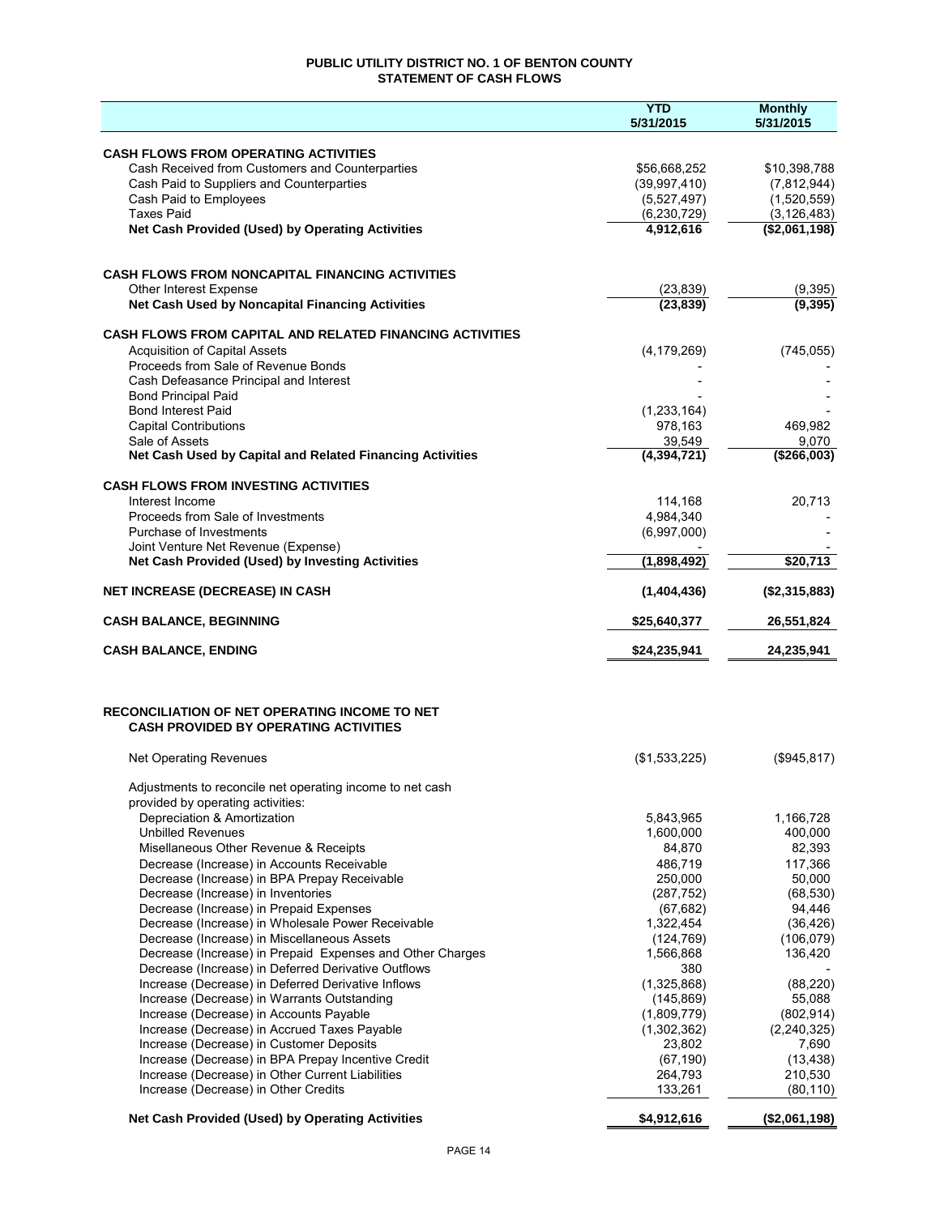# PUBLIC UTILITY DISTRICT NO. 1 OF BENTON COUNTY
## STATEMENT OF CASH FLOWS

| | YTD 5/31/2015 | Monthly 5/31/2015 |
|---|---|---|
| **CASH FLOWS FROM OPERATING ACTIVITIES** | | |
| Cash Received from Customers and Counterparties | $56,668,252 | $10,398,788 |
| Cash Paid to Suppliers and Counterparties | (39,997,410) | (7,812,944) |
| Cash Paid to Employees | (5,527,497) | (1,520,559) |
| Taxes Paid | (6,230,729) | (3,126,483) |
| **Net Cash Provided (Used) by Operating Activities** | **4,912,616** | **($2,061,198)** |
| | | |
| **CASH FLOWS FROM NONCAPITAL FINANCING ACTIVITIES** | | |
| Other Interest Expense | (23,839) | (9,395) |
| **Net Cash Used by Noncapital Financing Activities** | **(23,839)** | **(9,395)** |
| | | |
| **CASH FLOWS FROM CAPITAL AND RELATED FINANCING ACTIVITIES** | | |
| Acquisition of Capital Assets | (4,179,269) | (745,055) |
| Proceeds from Sale of Revenue Bonds | - | - |
| Cash Defeasance Principal and Interest | - | - |
| Bond Principal Paid | - | - |
| Bond Interest Paid | (1,233,164) | - |
| Capital Contributions | 978,163 | 469,982 |
| Sale of Assets | 39,549 | 9,070 |
| **Net Cash Used by Capital and Related Financing Activities** | **(4,394,721)** | **($266,003)** |
| | | |
| **CASH FLOWS FROM INVESTING ACTIVITIES** | | |
| Interest Income | 114,168 | 20,713 |
| Proceeds from Sale of Investments | 4,984,340 | - |
| Purchase of Investments | (6,997,000) | - |
| Joint Venture Net Revenue (Expense) | - | - |
| **Net Cash Provided (Used) by Investing Activities** | **(1,898,492)** | **$20,713** |
| | | |
| **NET INCREASE (DECREASE) IN CASH** | **(1,404,436)** | **($2,315,883)** |
| | | |
| **CASH BALANCE, BEGINNING** | **$25,640,377** | **26,551,824** |
| | | |
| **CASH BALANCE, ENDING** | **$24,235,941** | **24,235,941** |

## RECONCILIATION OF NET OPERATING INCOME TO NET CASH PROVIDED BY OPERATING ACTIVITIES

| | YTD 5/31/2015 | Monthly 5/31/2015 |
|---|---|---|
| Net Operating Revenues | ($1,533,225) | ($945,817) |
| Adjustments to reconcile net operating income to net cash provided by operating activities: | | |
| Depreciation & Amortization | 5,843,965 | 1,166,728 |
| Unbilled Revenues | 1,600,000 | 400,000 |
| Misellaneous Other Revenue & Receipts | 84,870 | 82,393 |
| Decrease (Increase) in Accounts Receivable | 486,719 | 117,366 |
| Decrease (Increase) in BPA Prepay Receivable | 250,000 | 50,000 |
| Decrease (Increase) in Inventories | (287,752) | (68,530) |
| Decrease (Increase) in Prepaid Expenses | (67,682) | 94,446 |
| Decrease (Increase) in Wholesale Power Receivable | 1,322,454 | (36,426) |
| Decrease (Increase) in Miscellaneous Assets | (124,769) | (106,079) |
| Decrease (Increase) in Prepaid Expenses and Other Charges | 1,566,868 | 136,420 |
| Decrease (Increase) in Deferred Derivative Outflows | 380 | - |
| Increase (Decrease) in Deferred Derivative Inflows | (1,325,868) | (88,220) |
| Increase (Decrease) in Warrants Outstanding | (145,869) | 55,088 |
| Increase (Decrease) in Accounts Payable | (1,809,779) | (802,914) |
| Increase (Decrease) in Accrued Taxes Payable | (1,302,362) | (2,240,325) |
| Increase (Decrease) in Customer Deposits | 23,802 | 7,690 |
| Increase (Decrease) in BPA Prepay Incentive Credit | (67,190) | (13,438) |
| Increase (Decrease) in Other Current Liabilities | 264,793 | 210,530 |
| Increase (Decrease) in Other Credits | 133,261 | (80,110) |
| **Net Cash Provided (Used) by Operating Activities** | **$4,912,616** | **($2,061,198)** |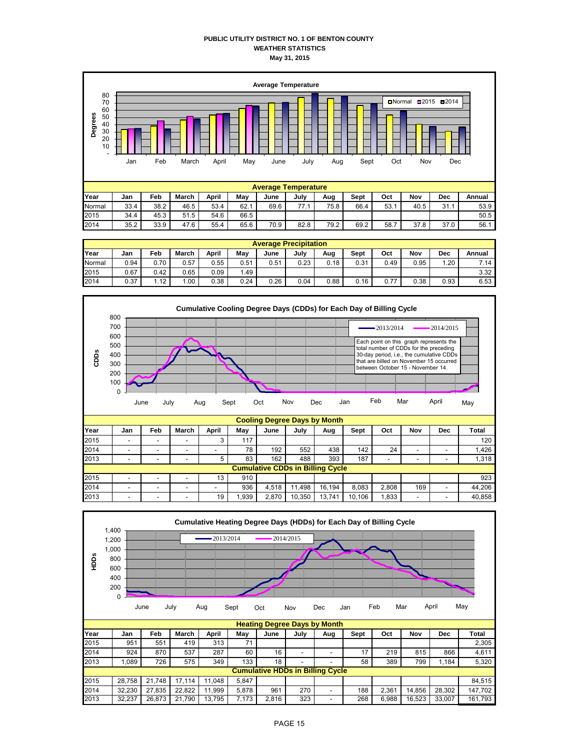**PUBLIC UTILITY DISTRICT NO. 1 OF BENTON COUNTY**
**WEATHER STATISTICS**
**May 31, 2015**

**Average Temperature**

| Year | Jan | Feb | March | April | May | June | July | Aug | Sept | Oct | Nov | Dec | Annual |
|---|---|---|---|---|---|---|---|---|---|---|---|---|---|
| Normal | 33.4 | 38.2 | 46.5 | 53.4 | 62.1 | 69.6 | 77.1 | 75.8 | 66.4 | 53.1 | 40.5 | 31.1 | 53.9 |
| 2015 | 34.4 | 45.3 | 51.5 | 54.6 | 66.5 | | | | | | | | 50.5 |
| 2014 | 35.2 | 33.9 | 47.6 | 55.4 | 65.6 | 70.9 | 82.8 | 79.2 | 69.2 | 58.7 | 37.8 | 37.0 | 56.1 |

**Average Precipitation**

| Year | Jan | Feb | March | April | May | June | July | Aug | Sept | Oct | Nov | Dec | Annual |
|---|---|---|---|---|---|---|---|---|---|---|---|---|---|
| Normal | 0.94 | 0.70 | 0.57 | 0.55 | 0.51 | 0.51 | 0.23 | 0.18 | 0.31 | 0.49 | 0.95 | 1.20 | 7.14 |
| 2015 | 0.67 | 0.42 | 0.65 | 0.09 | 1.49 | | | | | | | | 3.32 |
| 2014 | 0.37 | 1.12 | 1.00 | 0.38 | 0.24 | 0.26 | 0.04 | 0.88 | 0.16 | 0.77 | 0.38 | 0.93 | 6.53 |

**Cumulative Cooling Degree Days (CDDs) for Each Day of Billing Cycle**

Each point on this graph represents the total number of CDDs for the preceding 30-day period, i.e., the cumulative CDDs that are billed on November 15 occurred between October 15 - November 14.

**Cooling Degree Days by Month**

| Year | Jan | Feb | March | April | May | June | July | Aug | Sept | Oct | Nov | Dec | Total |
|---|---|---|---|---|---|---|---|---|---|---|---|---|---|
| 2015 | - | - | - | 3 | 117 | | | | | | | | 120 |
| 2014 | - | - | - | - | 78 | 192 | 552 | 438 | 142 | 24 | - | - | 1,426 |
| 2013 | - | - | - | 5 | 83 | 162 | 488 | 393 | 187 | - | - | - | 1,318 |
| **Cumulative CDDs in Billing Cycle** | | | | | | | | | | | | | |
| 2015 | - | - | - | 13 | 910 | | | | | | | | 923 |
| 2014 | - | - | - | - | 936 | 4,518 | 11,498 | 16,194 | 8,083 | 2,808 | 169 | - | 44,206 |
| 2013 | - | - | - | 19 | 1,939 | 2,870 | 10,350 | 13,741 | 10,106 | 1,833 | - | - | 40,858 |

**Cumulative Heating Degree Days (HDDs) for Each Day of Billing Cycle**

**Heating Degree Days by Month**

| Year | Jan | Feb | March | April | May | June | July | Aug | Sept | Oct | Nov | Dec | Total |
|---|---|---|---|---|---|---|---|---|---|---|---|---|---|
| 2015 | 951 | 551 | 419 | 313 | 71 | | | | | | | | 2,305 |
| 2014 | 924 | 870 | 537 | 287 | 60 | 16 | - | - | 17 | 219 | 815 | 866 | 4,611 |
| 2013 | 1,089 | 726 | 575 | 349 | 133 | 18 | - | - | 58 | 389 | 799 | 1,184 | 5,320 |
| **Cumulative HDDs in Billing Cycle** | | | | | | | | | | | | | |
| 2015 | 28,758 | 21,748 | 17,114 | 11,048 | 5,847 | | | | | | | | 84,515 |
| 2014 | 32,230 | 27,835 | 22,822 | 11,999 | 5,878 | 961 | 270 | - | 188 | 2,361 | 14,856 | 28,302 | 147,702 |
| 2013 | 32,237 | 26,873 | 21,790 | 13,795 | 7,173 | 2,816 | 323 | - | 268 | 6,988 | 16,523 | 33,007 | 161,793 |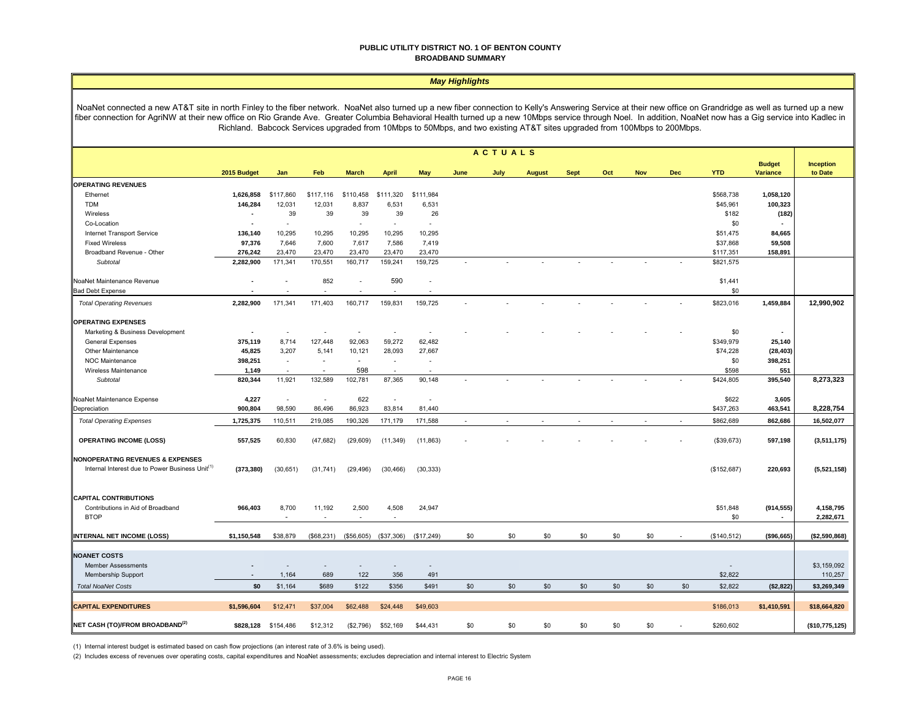# PUBLIC UTILITY DISTRICT NO. 1 OF BENTON COUNTY
## BROADBAND SUMMARY

### *May Highlights*

NoaNet connected a new AT&T site in north Finley to the fiber network. NoaNet also turned up a new fiber connection to Kelly's Answering Service at their new office on Grandridge as well as turned up a new fiber connection for AgriNW at their new office on Rio Grande Ave. Greater Columbia Behavioral Health turned up a new 10Mbps service through Noel. In addition, NoaNet now has a Gig service into Kadlec in Richland. Babcock Services upgraded from 10Mbps to 50Mbps, and two existing AT&T sites upgraded from 100Mbps to 200Mbps.

| | 2015 Budget | ACTUALS Jan | Feb | March | April | May | June | July | August | Sept | Oct | Nov | Dec | YTD | Budget Variance | Inception to Date |
|---|---|---|---|---|---|---|---|---|---|---|---|---|---|---|---|---|
| **OPERATING REVENUES** | | | | | | | | | | | | | | | | |
| Ethernet | 1,626,858 | $117,860 | $117,116 | $110,458 | $111,320 | $111,984 | | | | | | | | $568,738 | 1,058,120 | |
| TDM | 146,284 | 12,031 | 12,031 | 8,837 | 6,531 | 6,531 | | | | | | | | $45,961 | 100,323 | |
| Wireless | - | 39 | 39 | 39 | 39 | 26 | | | | | | | | $182 | (182) | |
| Co-Location | - | - | | - | - | - | | | | | | | | $0 | - | |
| Internet Transport Service | 136,140 | 10,295 | 10,295 | 10,295 | 10,295 | 10,295 | | | | | | | | $51,475 | 84,665 | |
| Fixed Wireless | 97,376 | 7,646 | 7,600 | 7,617 | 7,586 | 7,419 | | | | | | | | $37,868 | 59,508 | |
| Broadband Revenue - Other | 276,242 | 23,470 | 23,470 | 23,470 | 23,470 | 23,470 | | | | | | | | $117,351 | 158,891 | |
| *Subtotal* | 2,282,900 | 171,341 | 170,551 | 160,717 | 159,241 | 159,725 | - | - | - | - | - | - | - | $821,575 | | |
| NoaNet Maintenance Revenue | - | - | 852 | - | 590 | - | | | | | | | | $1,441 | | |
| Bad Debt Expense | - | - | - | - | - | - | | | | | | | | $0 | | |
| *Total Operating Revenues* | 2,282,900 | 171,341 | 171,403 | 160,717 | 159,831 | 159,725 | - | - | - | - | - | - | - | $823,016 | 1,459,884 | 12,990,902 |
| **OPERATING EXPENSES** | | | | | | | | | | | | | | | | |
| Marketing & Business Development | - | - | - | - | - | - | - | - | - | - | - | - | - | $0 | - | |
| General Expenses | 375,119 | 8,714 | 127,448 | 92,063 | 59,272 | 62,482 | | | | | | | | $349,979 | 25,140 | |
| Other Maintenance | 45,825 | 3,207 | 5,141 | 10,121 | 28,093 | 27,667 | | | | | | | | $74,228 | (28,403) | |
| NOC Maintenance | 398,251 | - | - | - | - | - | | | | | | | | $0 | 398,251 | |
| Wireless Maintenance | 1,149 | - | - | 598 | - | - | | | | | | | | $598 | 551 | |
| *Subtotal* | 820,344 | 11,921 | 132,589 | 102,781 | 87,365 | 90,148 | - | - | - | - | - | - | - | $424,805 | 395,540 | 8,273,323 |
| NoaNet Maintenance Expense | 4,227 | - | - | 622 | - | - | | | | | | | | $622 | 3,605 | |
| Depreciation | 900,804 | 98,590 | 86,496 | 86,923 | 83,814 | 81,440 | | | | | | | | $437,263 | 463,541 | 8,228,754 |
| *Total Operating Expenses* | 1,725,375 | 110,511 | 219,085 | 190,326 | 171,179 | 171,588 | - | - | - | - | - | - | - | $862,689 | 862,686 | 16,502,077 |
| **OPERATING INCOME (LOSS)** | 557,525 | 60,830 | (47,682) | (29,609) | (11,349) | (11,863) | - | - | - | - | - | - | - | ($39,673) | 597,198 | (3,511,175) |
| **NONOPERATING REVENUES & EXPENSES** | | | | | | | | | | | | | | | | |
| Internal Interest due to Power Business Unit(1) | (373,380) | (30,651) | (31,741) | (29,496) | (30,466) | (30,333) | | | | | | | | ($152,687) | 220,693 | (5,521,158) |
| **CAPITAL CONTRIBUTIONS** | | | | | | | | | | | | | | | | |
| Contributions in Aid of Broadband | 966,403 | 8,700 | 11,192 | 2,500 | 4,508 | 24,947 | | | | | | | | $51,848 | (914,555) | 4,158,795 |
| BTOP | | - | - | - | - | | | | | | | | | $0 | - | 2,282,671 |
| **INTERNAL NET INCOME (LOSS)** | $1,150,548 | $38,879 | ($68,231) | ($56,605) | ($37,306) | ($17,249) | $0 | $0 | $0 | $0 | $0 | $0 | - | ($140,512) | ($96,665) | ($2,590,868) |
| **NOANET COSTS** | | | | | | | | | | | | | | | | |
| Member Assessments | - | - | - | - | - | - | | | | | | | | - | | $3,159,092 |
| Membership Support | - | 1,164 | 689 | 122 | 356 | 491 | | | | | | | | $2,822 | | 110,257 |
| *Total NoaNet Costs* | $0 | $1,164 | $689 | $122 | $356 | $491 | $0 | $0 | $0 | $0 | $0 | $0 | $0 | $2,822 | ($2,822) | $3,269,349 |
| **CAPITAL EXPENDITURES** | $1,596,604 | $12,471 | $37,004 | $62,488 | $24,448 | $49,603 | | | | | | | | $186,013 | $1,410,591 | $18,664,820 |
| **NET CASH (TO)/FROM BROADBAND(2)** | $828,128 | $154,486 | $12,312 | ($2,796) | $52,169 | $44,431 | $0 | $0 | $0 | $0 | $0 | $0 | - | $260,602 | | ($10,775,125) |

(1) Internal interest budget is estimated based on cash flow projections (an interest rate of 3.6% is being used).

(2) Includes excess of revenues over operating costs, capital expenditures and NoaNet assessments; excludes depreciation and internal interest to Electric System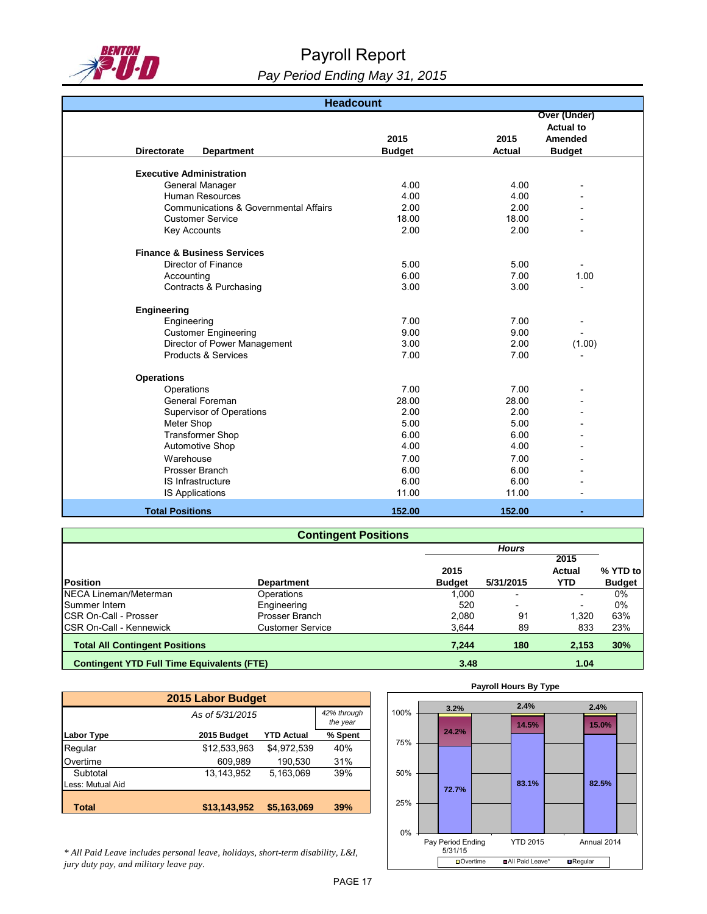# Payroll Report

*Pay Period Ending May 31, 2015*

## Headcount

| Directorate | Department | 2015 Budget | 2015 Actual | Over (Under) Actual to Amended Budget |
|---|---|---|---|---|
| **Executive Administration** | | | | |
| | General Manager | 4.00 | 4.00 | - |
| | Human Resources | 4.00 | 4.00 | - |
| | Communications & Governmental Affairs | 2.00 | 2.00 | - |
| | Customer Service | 18.00 | 18.00 | - |
| | Key Accounts | 2.00 | 2.00 | - |
| **Finance & Business Services** | | | | |
| | Director of Finance | 5.00 | 5.00 | - |
| | Accounting | 6.00 | 7.00 | 1.00 |
| | Contracts & Purchasing | 3.00 | 3.00 | - |
| **Engineering** | | | | |
| | Engineering | 7.00 | 7.00 | - |
| | Customer Engineering | 9.00 | 9.00 | - |
| | Director of Power Management | 3.00 | 2.00 | (1.00) |
| | Products & Services | 7.00 | 7.00 | - |
| **Operations** | | | | |
| | Operations | 7.00 | 7.00 | - |
| | General Foreman | 28.00 | 28.00 | - |
| | Supervisor of Operations | 2.00 | 2.00 | - |
| | Meter Shop | 5.00 | 5.00 | - |
| | Transformer Shop | 6.00 | 6.00 | - |
| | Automotive Shop | 4.00 | 4.00 | - |
| | Warehouse | 7.00 | 7.00 | - |
| | Prosser Branch | 6.00 | 6.00 | - |
| | IS Infrastructure | 6.00 | 6.00 | - |
| | IS Applications | 11.00 | 11.00 | - |
| **Total Positions** | | **152.00** | **152.00** | **-** |

## Contingent Positions

| Position | Department | Hours: 2015 Budget | Hours: 5/31/2015 | Hours: 2015 Actual YTD | % YTD to Budget |
|---|---|---|---|---|---|
| NECA Lineman/Meterman | Operations | 1,000 | - | - | 0% |
| Summer Intern | Engineering | 520 | - | - | 0% |
| CSR On-Call - Prosser | Prosser Branch | 2,080 | 91 | 1,320 | 63% |
| CSR On-Call - Kennewick | Customer Service | 3,644 | 89 | 833 | 23% |
| **Total All Contingent Positions** | | **7,244** | **180** | **2,153** | **30%** |
| **Contingent YTD Full Time Equivalents (FTE)** | | **3.48** | | **1.04** | |

## 2015 Labor Budget

*As of 5/31/2015*

| Labor Type | 2015 Budget | YTD Actual | % Spent (*42% through the year*) |
|---|---|---|---|
| Regular | $12,533,963 | $4,972,539 | 40% |
| Overtime | 609,989 | 190,530 | 31% |
| Subtotal | 13,143,952 | 5,163,069 | 39% |
| Less: Mutual Aid | | | |
| **Total** | **$13,143,952** | **$5,163,069** | **39%** |

*\* All Paid Leave includes personal leave, holidays, short-term disability, L&I, jury duty pay, and military leave pay.*

**Payroll Hours By Type**

Pay Period Ending 5/31/15: 3.2%, 24.2%, 72.7%

YTD 2015: 2.4%, 14.5%, 83.1%

Annual 2014: 2.4%, 15.0%, 82.5%

0%, 25%, 50%, 75%, 100%

Overtime, All Paid Leave*, Regular